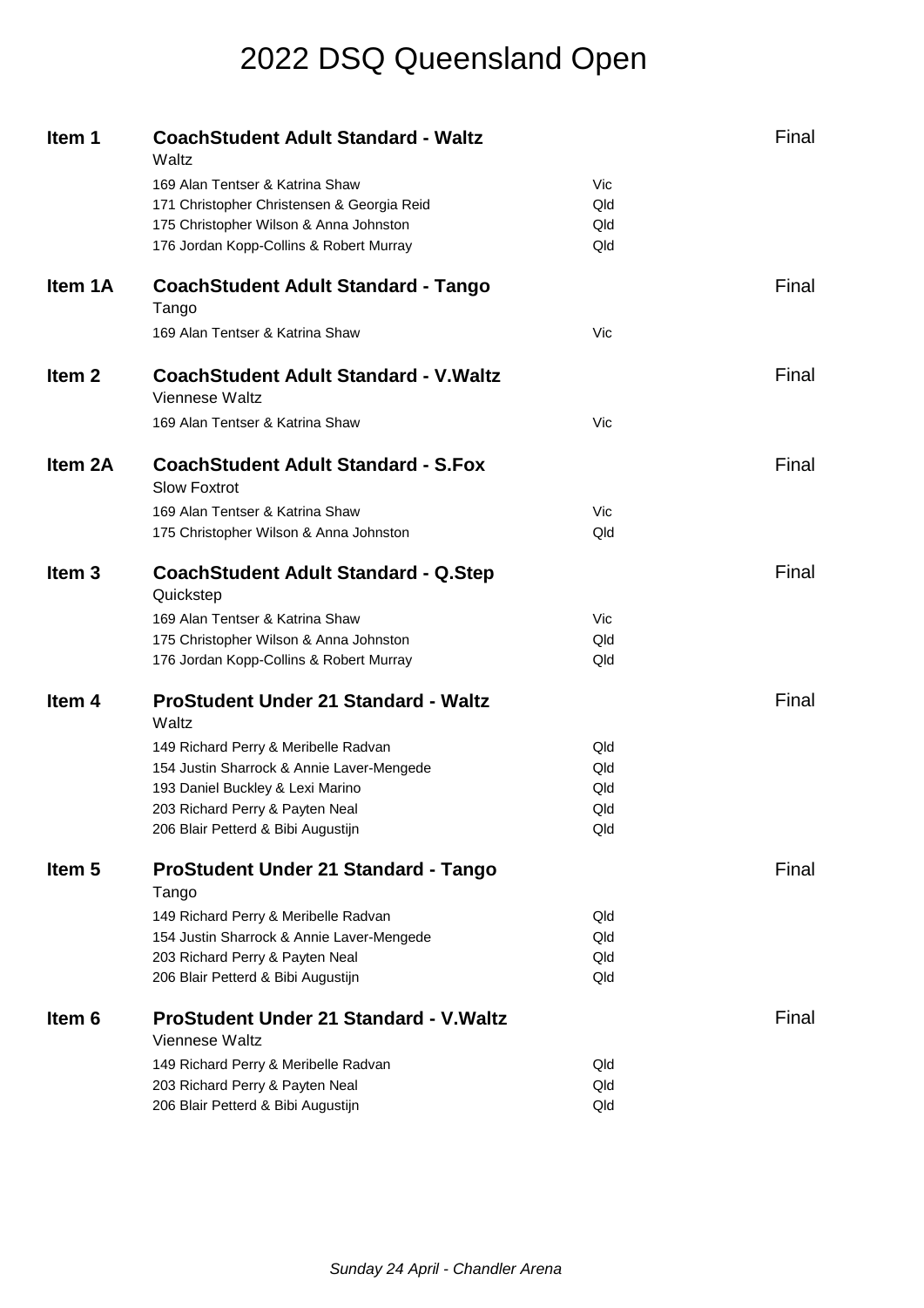# 2022 DSQ Queensland Open

## Item 1 — CoachStudent Adult Standard - Waltz — Final

Waltz

| | |
|---|---|
| 169 Alan Tentser & Katrina Shaw | Vic |
| 171 Christopher Christensen & Georgia Reid | Qld |
| 175 Christopher Wilson & Anna Johnston | Qld |
| 176 Jordan Kopp-Collins & Robert Murray | Qld |

## Item 1A — CoachStudent Adult Standard - Tango — Final

Tango

| | |
|---|---|
| 169 Alan Tentser & Katrina Shaw | Vic |

## Item 2 — CoachStudent Adult Standard - V.Waltz — Final

Viennese Waltz

| | |
|---|---|
| 169 Alan Tentser & Katrina Shaw | Vic |

## Item 2A — CoachStudent Adult Standard - S.Fox — Final

Slow Foxtrot

| | |
|---|---|
| 169 Alan Tentser & Katrina Shaw | Vic |
| 175 Christopher Wilson & Anna Johnston | Qld |

## Item 3 — CoachStudent Adult Standard - Q.Step — Final

Quickstep

| | |
|---|---|
| 169 Alan Tentser & Katrina Shaw | Vic |
| 175 Christopher Wilson & Anna Johnston | Qld |
| 176 Jordan Kopp-Collins & Robert Murray | Qld |

## Item 4 — ProStudent Under 21 Standard - Waltz — Final

Waltz

| | |
|---|---|
| 149 Richard Perry & Meribelle Radvan | Qld |
| 154 Justin Sharrock & Annie Laver-Mengede | Qld |
| 193 Daniel Buckley & Lexi Marino | Qld |
| 203 Richard Perry & Payten Neal | Qld |
| 206 Blair Petterd & Bibi Augustijn | Qld |

## Item 5 — ProStudent Under 21 Standard - Tango — Final

Tango

| | |
|---|---|
| 149 Richard Perry & Meribelle Radvan | Qld |
| 154 Justin Sharrock & Annie Laver-Mengede | Qld |
| 203 Richard Perry & Payten Neal | Qld |
| 206 Blair Petterd & Bibi Augustijn | Qld |

## Item 6 — ProStudent Under 21 Standard - V.Waltz — Final

Viennese Waltz

| | |
|---|---|
| 149 Richard Perry & Meribelle Radvan | Qld |
| 203 Richard Perry & Payten Neal | Qld |
| 206 Blair Petterd & Bibi Augustijn | Qld |

*Sunday 24 April - Chandler Arena*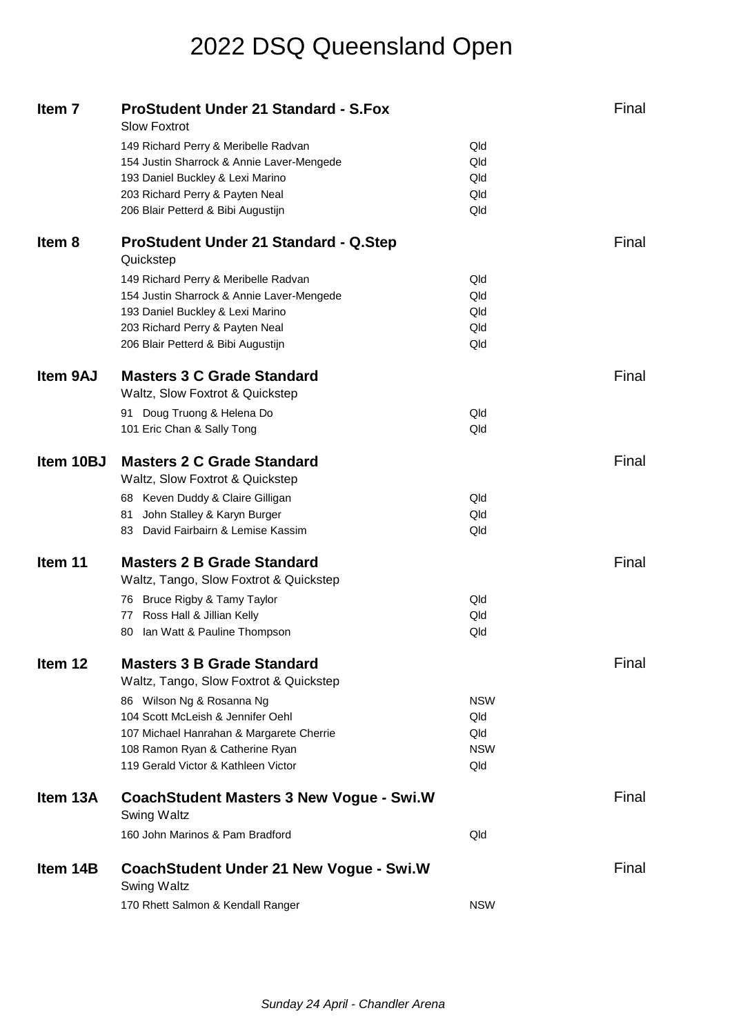# 2022 DSQ Queensland Open

## Item 7 — ProStudent Under 21 Standard - S.Fox — Final

Slow Foxtrot

| No. | Couple | State |
|---|---|---|
| 149 | Richard Perry & Meribelle Radvan | Qld |
| 154 | Justin Sharrock & Annie Laver-Mengede | Qld |
| 193 | Daniel Buckley & Lexi Marino | Qld |
| 203 | Richard Perry & Payten Neal | Qld |
| 206 | Blair Petterd & Bibi Augustijn | Qld |

## Item 8 — ProStudent Under 21 Standard - Q.Step — Final

Quickstep

| No. | Couple | State |
|---|---|---|
| 149 | Richard Perry & Meribelle Radvan | Qld |
| 154 | Justin Sharrock & Annie Laver-Mengede | Qld |
| 193 | Daniel Buckley & Lexi Marino | Qld |
| 203 | Richard Perry & Payten Neal | Qld |
| 206 | Blair Petterd & Bibi Augustijn | Qld |

## Item 9AJ — Masters 3 C Grade Standard — Final

Waltz, Slow Foxtrot & Quickstep

| No. | Couple | State |
|---|---|---|
| 91 | Doug Truong & Helena Do | Qld |
| 101 | Eric Chan & Sally Tong | Qld |

## Item 10BJ — Masters 2 C Grade Standard — Final

Waltz, Slow Foxtrot & Quickstep

| No. | Couple | State |
|---|---|---|
| 68 | Keven Duddy & Claire Gilligan | Qld |
| 81 | John Stalley & Karyn Burger | Qld |
| 83 | David Fairbairn & Lemise Kassim | Qld |

## Item 11 — Masters 2 B Grade Standard — Final

Waltz, Tango, Slow Foxtrot & Quickstep

| No. | Couple | State |
|---|---|---|
| 76 | Bruce Rigby & Tamy Taylor | Qld |
| 77 | Ross Hall & Jillian Kelly | Qld |
| 80 | Ian Watt & Pauline Thompson | Qld |

## Item 12 — Masters 3 B Grade Standard — Final

Waltz, Tango, Slow Foxtrot & Quickstep

| No. | Couple | State |
|---|---|---|
| 86 | Wilson Ng & Rosanna Ng | NSW |
| 104 | Scott McLeish & Jennifer Oehl | Qld |
| 107 | Michael Hanrahan & Margarete Cherrie | Qld |
| 108 | Ramon Ryan & Catherine Ryan | NSW |
| 119 | Gerald Victor & Kathleen Victor | Qld |

## Item 13A — CoachStudent Masters 3 New Vogue - Swi.W — Final

Swing Waltz

| No. | Couple | State |
|---|---|---|
| 160 | John Marinos & Pam Bradford | Qld |

## Item 14B — CoachStudent Under 21 New Vogue - Swi.W — Final

Swing Waltz

| No. | Couple | State |
|---|---|---|
| 170 | Rhett Salmon & Kendall Ranger | NSW |

*Sunday 24 April - Chandler Arena*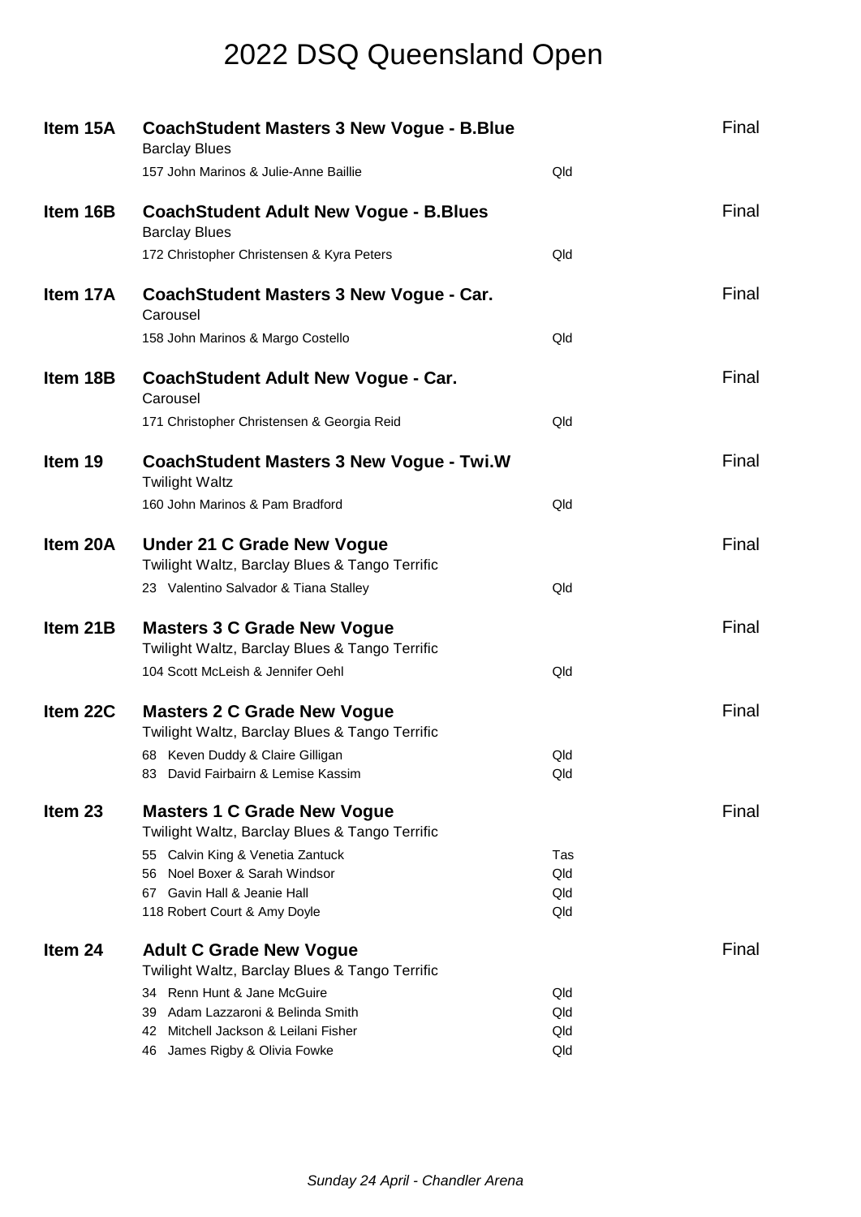# 2022 DSQ Queensland Open

## Item 15A — CoachStudent Masters 3 New Vogue - B.Blue — Final

Barclay Blues

| Competitor | State |
|---|---|
| 157 John Marinos & Julie-Anne Baillie | Qld |

## Item 16B — CoachStudent Adult New Vogue - B.Blues — Final

Barclay Blues

| Competitor | State |
|---|---|
| 172 Christopher Christensen & Kyra Peters | Qld |

## Item 17A — CoachStudent Masters 3 New Vogue - Car. — Final

Carousel

| Competitor | State |
|---|---|
| 158 John Marinos & Margo Costello | Qld |

## Item 18B — CoachStudent Adult New Vogue - Car. — Final

Carousel

| Competitor | State |
|---|---|
| 171 Christopher Christensen & Georgia Reid | Qld |

## Item 19 — CoachStudent Masters 3 New Vogue - Twi.W — Final

Twilight Waltz

| Competitor | State |
|---|---|
| 160 John Marinos & Pam Bradford | Qld |

## Item 20A — Under 21 C Grade New Vogue — Final

Twilight Waltz, Barclay Blues & Tango Terrific

| Competitor | State |
|---|---|
| 23 Valentino Salvador & Tiana Stalley | Qld |

## Item 21B — Masters 3 C Grade New Vogue — Final

Twilight Waltz, Barclay Blues & Tango Terrific

| Competitor | State |
|---|---|
| 104 Scott McLeish & Jennifer Oehl | Qld |

## Item 22C — Masters 2 C Grade New Vogue — Final

Twilight Waltz, Barclay Blues & Tango Terrific

| Competitor | State |
|---|---|
| 68 Keven Duddy & Claire Gilligan | Qld |
| 83 David Fairbairn & Lemise Kassim | Qld |

## Item 23 — Masters 1 C Grade New Vogue — Final

Twilight Waltz, Barclay Blues & Tango Terrific

| Competitor | State |
|---|---|
| 55 Calvin King & Venetia Zantuck | Tas |
| 56 Noel Boxer & Sarah Windsor | Qld |
| 67 Gavin Hall & Jeanie Hall | Qld |
| 118 Robert Court & Amy Doyle | Qld |

## Item 24 — Adult C Grade New Vogue — Final

Twilight Waltz, Barclay Blues & Tango Terrific

| Competitor | State |
|---|---|
| 34 Renn Hunt & Jane McGuire | Qld |
| 39 Adam Lazzaroni & Belinda Smith | Qld |
| 42 Mitchell Jackson & Leilani Fisher | Qld |
| 46 James Rigby & Olivia Fowke | Qld |

*Sunday 24 April - Chandler Arena*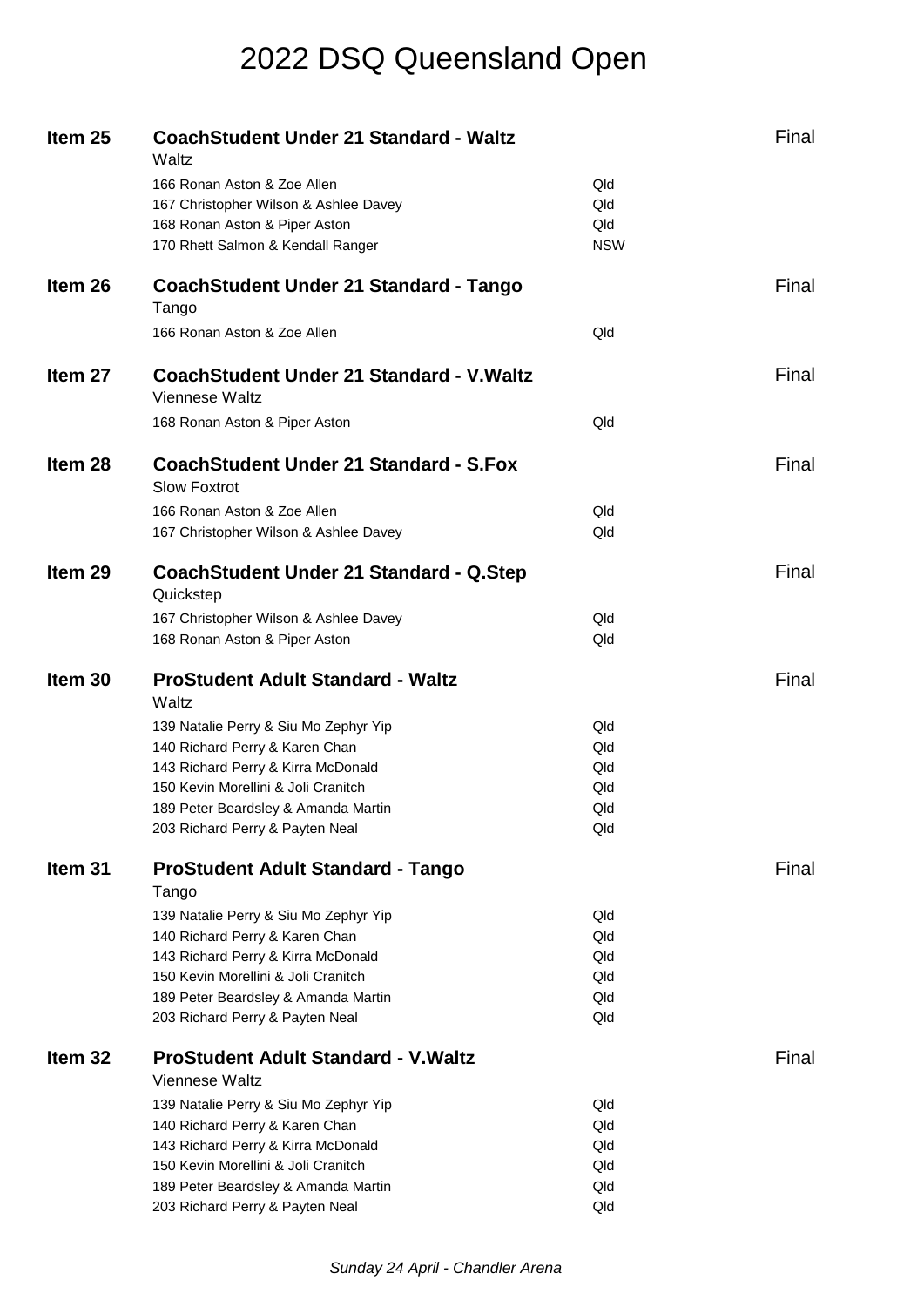# 2022 DSQ Queensland Open

## Item 25 — CoachStudent Under 21 Standard - Waltz — Final

Waltz

| No. | Couple | State |
|---|---|---|
| 166 | Ronan Aston & Zoe Allen | Qld |
| 167 | Christopher Wilson & Ashlee Davey | Qld |
| 168 | Ronan Aston & Piper Aston | Qld |
| 170 | Rhett Salmon & Kendall Ranger | NSW |

## Item 26 — CoachStudent Under 21 Standard - Tango — Final

Tango

| No. | Couple | State |
|---|---|---|
| 166 | Ronan Aston & Zoe Allen | Qld |

## Item 27 — CoachStudent Under 21 Standard - V.Waltz — Final

Viennese Waltz

| No. | Couple | State |
|---|---|---|
| 168 | Ronan Aston & Piper Aston | Qld |

## Item 28 — CoachStudent Under 21 Standard - S.Fox — Final

Slow Foxtrot

| No. | Couple | State |
|---|---|---|
| 166 | Ronan Aston & Zoe Allen | Qld |
| 167 | Christopher Wilson & Ashlee Davey | Qld |

## Item 29 — CoachStudent Under 21 Standard - Q.Step — Final

Quickstep

| No. | Couple | State |
|---|---|---|
| 167 | Christopher Wilson & Ashlee Davey | Qld |
| 168 | Ronan Aston & Piper Aston | Qld |

## Item 30 — ProStudent Adult Standard - Waltz — Final

Waltz

| No. | Couple | State |
|---|---|---|
| 139 | Natalie Perry & Siu Mo Zephyr Yip | Qld |
| 140 | Richard Perry & Karen Chan | Qld |
| 143 | Richard Perry & Kirra McDonald | Qld |
| 150 | Kevin Morellini & Joli Cranitch | Qld |
| 189 | Peter Beardsley & Amanda Martin | Qld |
| 203 | Richard Perry & Payten Neal | Qld |

## Item 31 — ProStudent Adult Standard - Tango — Final

Tango

| No. | Couple | State |
|---|---|---|
| 139 | Natalie Perry & Siu Mo Zephyr Yip | Qld |
| 140 | Richard Perry & Karen Chan | Qld |
| 143 | Richard Perry & Kirra McDonald | Qld |
| 150 | Kevin Morellini & Joli Cranitch | Qld |
| 189 | Peter Beardsley & Amanda Martin | Qld |
| 203 | Richard Perry & Payten Neal | Qld |

## Item 32 — ProStudent Adult Standard - V.Waltz — Final

Viennese Waltz

| No. | Couple | State |
|---|---|---|
| 139 | Natalie Perry & Siu Mo Zephyr Yip | Qld |
| 140 | Richard Perry & Karen Chan | Qld |
| 143 | Richard Perry & Kirra McDonald | Qld |
| 150 | Kevin Morellini & Joli Cranitch | Qld |
| 189 | Peter Beardsley & Amanda Martin | Qld |
| 203 | Richard Perry & Payten Neal | Qld |

*Sunday 24 April - Chandler Arena*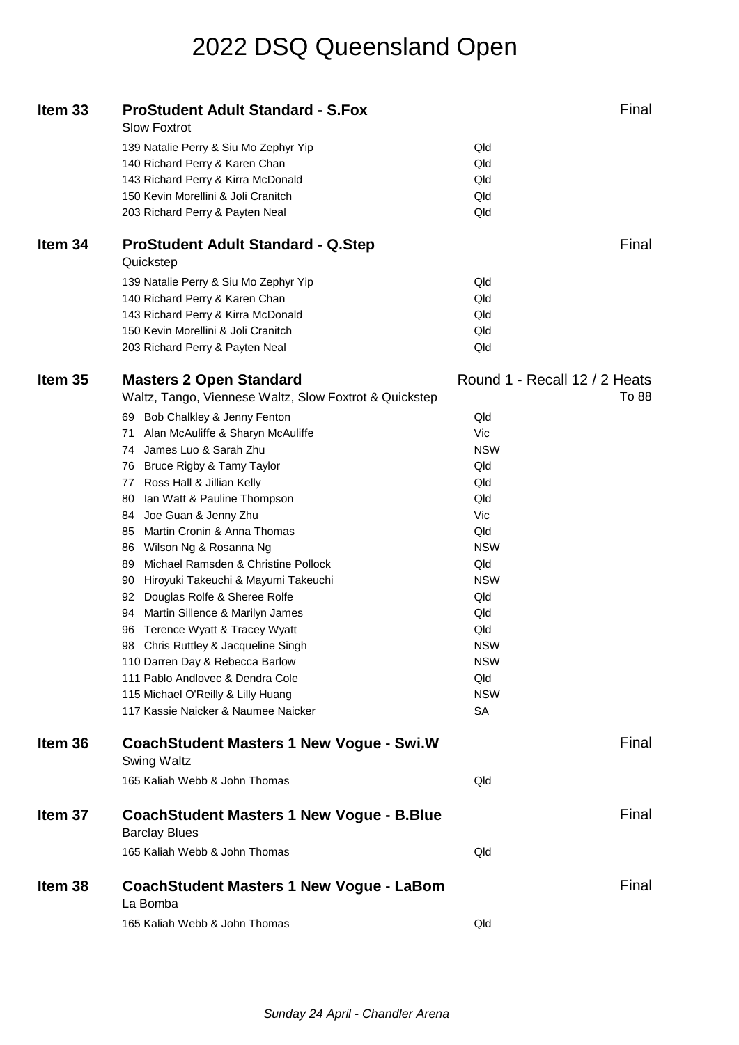# 2022 DSQ Queensland Open

## Item 33 — ProStudent Adult Standard - S.Fox — Final

Slow Foxtrot

| No. | Couple | State |
|---|---|---|
| 139 | Natalie Perry & Siu Mo Zephyr Yip | Qld |
| 140 | Richard Perry & Karen Chan | Qld |
| 143 | Richard Perry & Kirra McDonald | Qld |
| 150 | Kevin Morellini & Joli Cranitch | Qld |
| 203 | Richard Perry & Payten Neal | Qld |

## Item 34 — ProStudent Adult Standard - Q.Step — Final

Quickstep

| No. | Couple | State |
|---|---|---|
| 139 | Natalie Perry & Siu Mo Zephyr Yip | Qld |
| 140 | Richard Perry & Karen Chan | Qld |
| 143 | Richard Perry & Kirra McDonald | Qld |
| 150 | Kevin Morellini & Joli Cranitch | Qld |
| 203 | Richard Perry & Payten Neal | Qld |

## Item 35 — Masters 2 Open Standard — Round 1 - Recall 12 / 2 Heats — To 88

Waltz, Tango, Viennese Waltz, Slow Foxtrot & Quickstep

| No. | Couple | State |
|---|---|---|
| 69 | Bob Chalkley & Jenny Fenton | Qld |
| 71 | Alan McAuliffe & Sharyn McAuliffe | Vic |
| 74 | James Luo & Sarah Zhu | NSW |
| 76 | Bruce Rigby & Tamy Taylor | Qld |
| 77 | Ross Hall & Jillian Kelly | Qld |
| 80 | Ian Watt & Pauline Thompson | Qld |
| 84 | Joe Guan & Jenny Zhu | Vic |
| 85 | Martin Cronin & Anna Thomas | Qld |
| 86 | Wilson Ng & Rosanna Ng | NSW |
| 89 | Michael Ramsden & Christine Pollock | Qld |
| 90 | Hiroyuki Takeuchi & Mayumi Takeuchi | NSW |
| 92 | Douglas Rolfe & Sheree Rolfe | Qld |
| 94 | Martin Sillence & Marilyn James | Qld |
| 96 | Terence Wyatt & Tracey Wyatt | Qld |
| 98 | Chris Ruttley & Jacqueline Singh | NSW |
| 110 | Darren Day & Rebecca Barlow | NSW |
| 111 | Pablo Andlovec & Dendra Cole | Qld |
| 115 | Michael O'Reilly & Lilly Huang | NSW |
| 117 | Kassie Naicker & Naumee Naicker | SA |

## Item 36 — CoachStudent Masters 1 New Vogue - Swi.W — Final

Swing Waltz

| No. | Couple | State |
|---|---|---|
| 165 | Kaliah Webb & John Thomas | Qld |

## Item 37 — CoachStudent Masters 1 New Vogue - B.Blue — Final

Barclay Blues

| No. | Couple | State |
|---|---|---|
| 165 | Kaliah Webb & John Thomas | Qld |

## Item 38 — CoachStudent Masters 1 New Vogue - LaBom — Final

La Bomba

| No. | Couple | State |
|---|---|---|
| 165 | Kaliah Webb & John Thomas | Qld |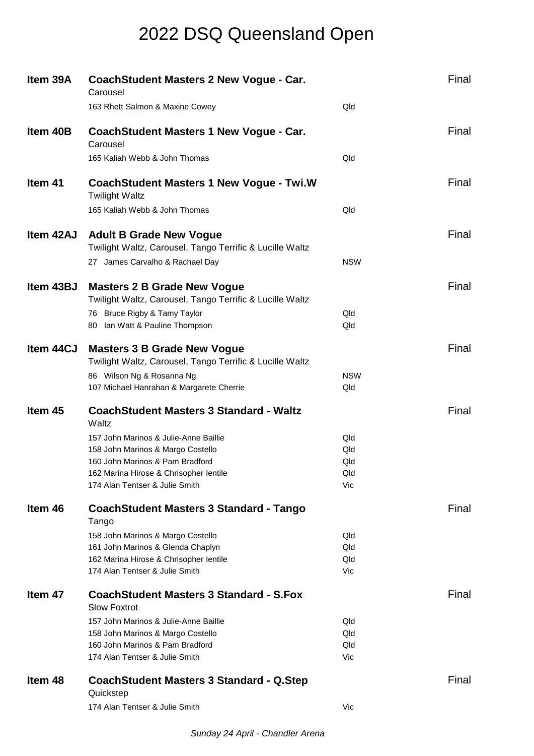# 2022 DSQ Queensland Open

**Item 39A** **CoachStudent Masters 2 New Vogue - Car.** Final
Carousel

| | |
|---|---|
| 163 Rhett Salmon & Maxine Cowey | Qld |

**Item 40B** **CoachStudent Masters 1 New Vogue - Car.** Final
Carousel

| | |
|---|---|
| 165 Kaliah Webb & John Thomas | Qld |

**Item 41** **CoachStudent Masters 1 New Vogue - Twi.W** Final
Twilight Waltz

| | |
|---|---|
| 165 Kaliah Webb & John Thomas | Qld |

**Item 42AJ** **Adult B Grade New Vogue** Final
Twilight Waltz, Carousel, Tango Terrific & Lucille Waltz

| | |
|---|---|
| 27 James Carvalho & Rachael Day | NSW |

**Item 43BJ** **Masters 2 B Grade New Vogue** Final
Twilight Waltz, Carousel, Tango Terrific & Lucille Waltz

| | |
|---|---|
| 76 Bruce Rigby & Tamy Taylor | Qld |
| 80 Ian Watt & Pauline Thompson | Qld |

**Item 44CJ** **Masters 3 B Grade New Vogue** Final
Twilight Waltz, Carousel, Tango Terrific & Lucille Waltz

| | |
|---|---|
| 86 Wilson Ng & Rosanna Ng | NSW |
| 107 Michael Hanrahan & Margarete Cherrie | Qld |

**Item 45** **CoachStudent Masters 3 Standard - Waltz** Final
Waltz

| | |
|---|---|
| 157 John Marinos & Julie-Anne Baillie | Qld |
| 158 John Marinos & Margo Costello | Qld |
| 160 John Marinos & Pam Bradford | Qld |
| 162 Marina Hirose & Chrisopher Ientile | Qld |
| 174 Alan Tentser & Julie Smith | Vic |

**Item 46** **CoachStudent Masters 3 Standard - Tango** Final
Tango

| | |
|---|---|
| 158 John Marinos & Margo Costello | Qld |
| 161 John Marinos & Glenda Chaplyn | Qld |
| 162 Marina Hirose & Chrisopher Ientile | Qld |
| 174 Alan Tentser & Julie Smith | Vic |

**Item 47** **CoachStudent Masters 3 Standard - S.Fox** Final
Slow Foxtrot

| | |
|---|---|
| 157 John Marinos & Julie-Anne Baillie | Qld |
| 158 John Marinos & Margo Costello | Qld |
| 160 John Marinos & Pam Bradford | Qld |
| 174 Alan Tentser & Julie Smith | Vic |

**Item 48** **CoachStudent Masters 3 Standard - Q.Step** Final
Quickstep

| | |
|---|---|
| 174 Alan Tentser & Julie Smith | Vic |

*Sunday 24 April - Chandler Arena*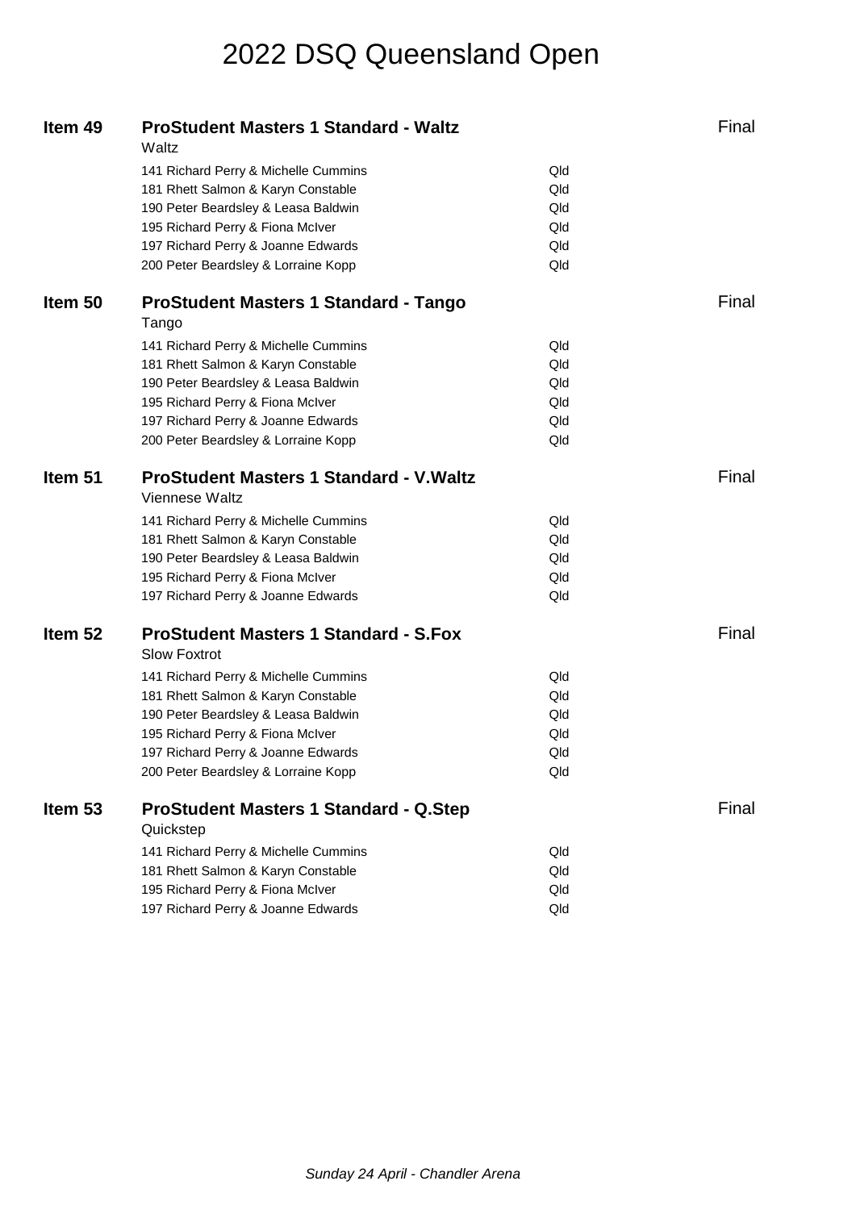# 2022 DSQ Queensland Open

## Item 49 — ProStudent Masters 1 Standard - Waltz — Final

Waltz

| | |
|---|---|
| 141 Richard Perry & Michelle Cummins | Qld |
| 181 Rhett Salmon & Karyn Constable | Qld |
| 190 Peter Beardsley & Leasa Baldwin | Qld |
| 195 Richard Perry & Fiona McIver | Qld |
| 197 Richard Perry & Joanne Edwards | Qld |
| 200 Peter Beardsley & Lorraine Kopp | Qld |

## Item 50 — ProStudent Masters 1 Standard - Tango — Final

Tango

| | |
|---|---|
| 141 Richard Perry & Michelle Cummins | Qld |
| 181 Rhett Salmon & Karyn Constable | Qld |
| 190 Peter Beardsley & Leasa Baldwin | Qld |
| 195 Richard Perry & Fiona McIver | Qld |
| 197 Richard Perry & Joanne Edwards | Qld |
| 200 Peter Beardsley & Lorraine Kopp | Qld |

## Item 51 — ProStudent Masters 1 Standard - V.Waltz — Final

Viennese Waltz

| | |
|---|---|
| 141 Richard Perry & Michelle Cummins | Qld |
| 181 Rhett Salmon & Karyn Constable | Qld |
| 190 Peter Beardsley & Leasa Baldwin | Qld |
| 195 Richard Perry & Fiona McIver | Qld |
| 197 Richard Perry & Joanne Edwards | Qld |

## Item 52 — ProStudent Masters 1 Standard - S.Fox — Final

Slow Foxtrot

| | |
|---|---|
| 141 Richard Perry & Michelle Cummins | Qld |
| 181 Rhett Salmon & Karyn Constable | Qld |
| 190 Peter Beardsley & Leasa Baldwin | Qld |
| 195 Richard Perry & Fiona McIver | Qld |
| 197 Richard Perry & Joanne Edwards | Qld |
| 200 Peter Beardsley & Lorraine Kopp | Qld |

## Item 53 — ProStudent Masters 1 Standard - Q.Step — Final

Quickstep

| | |
|---|---|
| 141 Richard Perry & Michelle Cummins | Qld |
| 181 Rhett Salmon & Karyn Constable | Qld |
| 195 Richard Perry & Fiona McIver | Qld |
| 197 Richard Perry & Joanne Edwards | Qld |

*Sunday 24 April - Chandler Arena*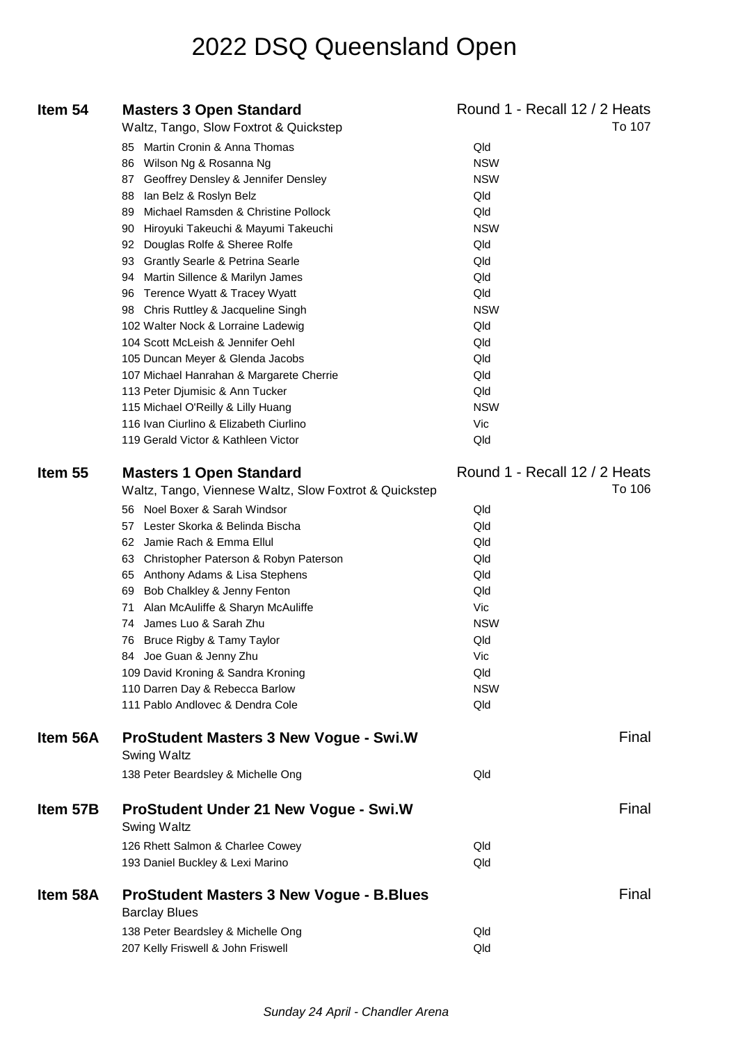# 2022 DSQ Queensland Open

## Item 54 — Masters 3 Open Standard

Waltz, Tango, Slow Foxtrot & Quickstep

Round 1 - Recall 12 / 2 Heats
To 107

| No. | Couple | State |
|---|---|---|
| 85 | Martin Cronin & Anna Thomas | Qld |
| 86 | Wilson Ng & Rosanna Ng | NSW |
| 87 | Geoffrey Densley & Jennifer Densley | NSW |
| 88 | Ian Belz & Roslyn Belz | Qld |
| 89 | Michael Ramsden & Christine Pollock | Qld |
| 90 | Hiroyuki Takeuchi & Mayumi Takeuchi | NSW |
| 92 | Douglas Rolfe & Sheree Rolfe | Qld |
| 93 | Grantly Searle & Petrina Searle | Qld |
| 94 | Martin Sillence & Marilyn James | Qld |
| 96 | Terence Wyatt & Tracey Wyatt | Qld |
| 98 | Chris Ruttley & Jacqueline Singh | NSW |
| 102 | Walter Nock & Lorraine Ladewig | Qld |
| 104 | Scott McLeish & Jennifer Oehl | Qld |
| 105 | Duncan Meyer & Glenda Jacobs | Qld |
| 107 | Michael Hanrahan & Margarete Cherrie | Qld |
| 113 | Peter Djumisic & Ann Tucker | Qld |
| 115 | Michael O'Reilly & Lilly Huang | NSW |
| 116 | Ivan Ciurlino & Elizabeth Ciurlino | Vic |
| 119 | Gerald Victor & Kathleen Victor | Qld |

## Item 55 — Masters 1 Open Standard

Waltz, Tango, Viennese Waltz, Slow Foxtrot & Quickstep

Round 1 - Recall 12 / 2 Heats
To 106

| No. | Couple | State |
|---|---|---|
| 56 | Noel Boxer & Sarah Windsor | Qld |
| 57 | Lester Skorka & Belinda Bischa | Qld |
| 62 | Jamie Rach & Emma Ellul | Qld |
| 63 | Christopher Paterson & Robyn Paterson | Qld |
| 65 | Anthony Adams & Lisa Stephens | Qld |
| 69 | Bob Chalkley & Jenny Fenton | Qld |
| 71 | Alan McAuliffe & Sharyn McAuliffe | Vic |
| 74 | James Luo & Sarah Zhu | NSW |
| 76 | Bruce Rigby & Tamy Taylor | Qld |
| 84 | Joe Guan & Jenny Zhu | Vic |
| 109 | David Kroning & Sandra Kroning | Qld |
| 110 | Darren Day & Rebecca Barlow | NSW |
| 111 | Pablo Andlovec & Dendra Cole | Qld |

## Item 56A — ProStudent Masters 3 New Vogue - Swi.W

Swing Waltz

Final

| No. | Couple | State |
|---|---|---|
| 138 | Peter Beardsley & Michelle Ong | Qld |

## Item 57B — ProStudent Under 21 New Vogue - Swi.W

Swing Waltz

Final

| No. | Couple | State |
|---|---|---|
| 126 | Rhett Salmon & Charlee Cowey | Qld |
| 193 | Daniel Buckley & Lexi Marino | Qld |

## Item 58A — ProStudent Masters 3 New Vogue - B.Blues

Barclay Blues

Final

| No. | Couple | State |
|---|---|---|
| 138 | Peter Beardsley & Michelle Ong | Qld |
| 207 | Kelly Friswell & John Friswell | Qld |

*Sunday 24 April - Chandler Arena*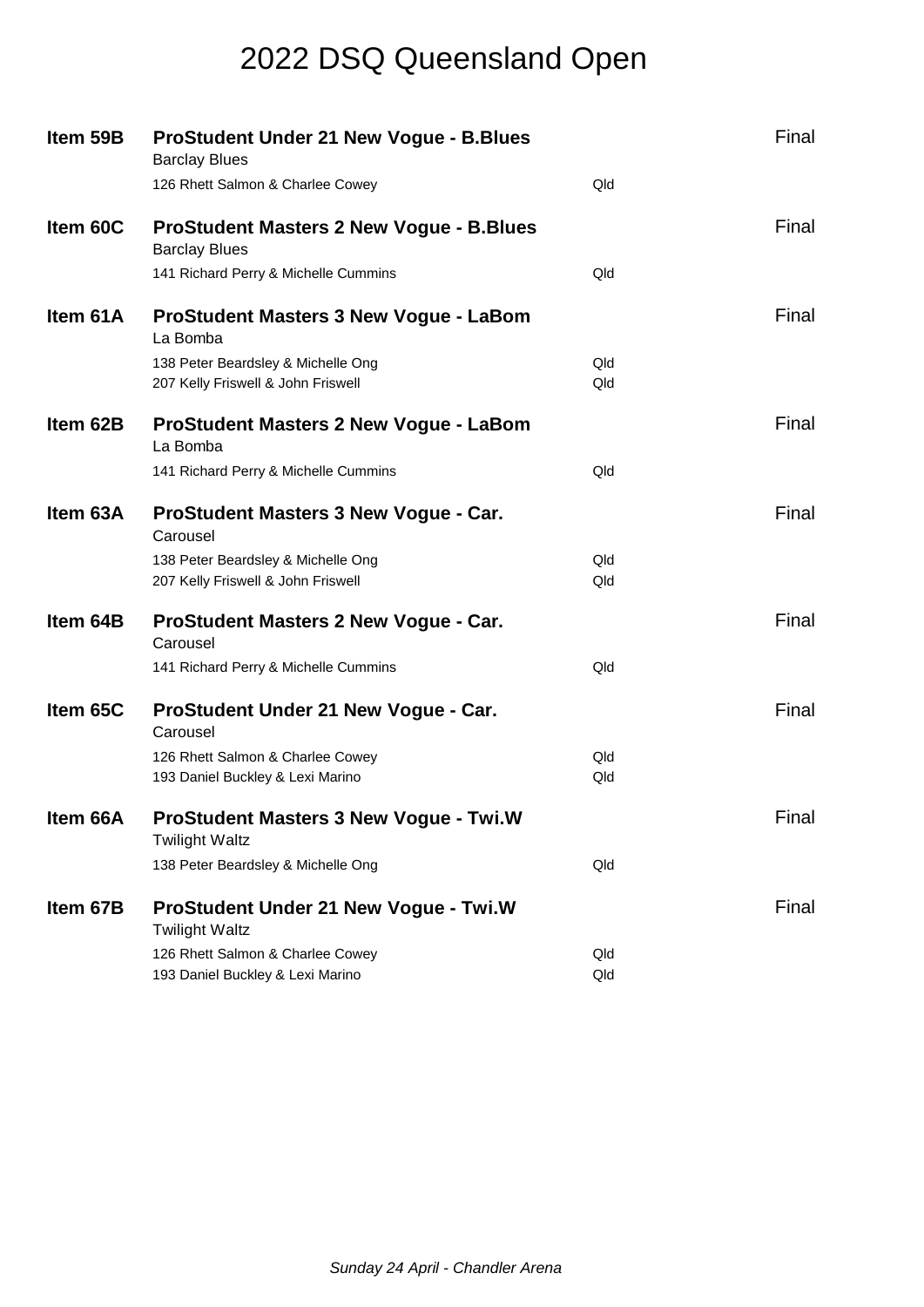# 2022 DSQ Queensland Open

**Item 59B** **ProStudent Under 21 New Vogue - B.Blues** Final

Barclay Blues

| | | |
|---|---|---|
| 126 | Rhett Salmon & Charlee Cowey | Qld |

**Item 60C** **ProStudent Masters 2 New Vogue - B.Blues** Final

Barclay Blues

| | | |
|---|---|---|
| 141 | Richard Perry & Michelle Cummins | Qld |

**Item 61A** **ProStudent Masters 3 New Vogue - LaBom** Final

La Bomba

| | | |
|---|---|---|
| 138 | Peter Beardsley & Michelle Ong | Qld |
| 207 | Kelly Friswell & John Friswell | Qld |

**Item 62B** **ProStudent Masters 2 New Vogue - LaBom** Final

La Bomba

| | | |
|---|---|---|
| 141 | Richard Perry & Michelle Cummins | Qld |

**Item 63A** **ProStudent Masters 3 New Vogue - Car.** Final

Carousel

| | | |
|---|---|---|
| 138 | Peter Beardsley & Michelle Ong | Qld |
| 207 | Kelly Friswell & John Friswell | Qld |

**Item 64B** **ProStudent Masters 2 New Vogue - Car.** Final

Carousel

| | | |
|---|---|---|
| 141 | Richard Perry & Michelle Cummins | Qld |

**Item 65C** **ProStudent Under 21 New Vogue - Car.** Final

Carousel

| | | |
|---|---|---|
| 126 | Rhett Salmon & Charlee Cowey | Qld |
| 193 | Daniel Buckley & Lexi Marino | Qld |

**Item 66A** **ProStudent Masters 3 New Vogue - Twi.W** Final

Twilight Waltz

| | | |
|---|---|---|
| 138 | Peter Beardsley & Michelle Ong | Qld |

**Item 67B** **ProStudent Under 21 New Vogue - Twi.W** Final

Twilight Waltz

| | | |
|---|---|---|
| 126 | Rhett Salmon & Charlee Cowey | Qld |
| 193 | Daniel Buckley & Lexi Marino | Qld |

*Sunday 24 April - Chandler Arena*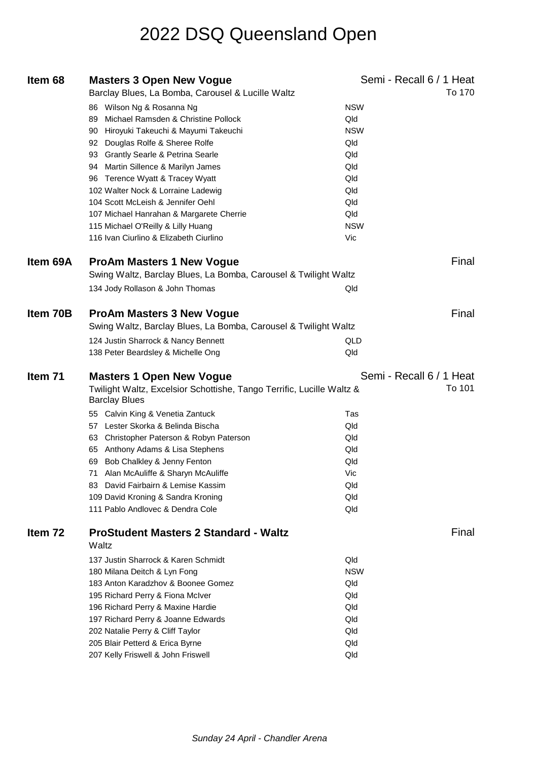# 2022 DSQ Queensland Open

## Item 68 — Masters 3 Open New Vogue

Semi - Recall 6 / 1 Heat
To 170

Barclay Blues, La Bomba, Carousel & Lucille Waltz

| No. | Couple | State |
|---|---|---|
| 86 | Wilson Ng & Rosanna Ng | NSW |
| 89 | Michael Ramsden & Christine Pollock | Qld |
| 90 | Hiroyuki Takeuchi & Mayumi Takeuchi | NSW |
| 92 | Douglas Rolfe & Sheree Rolfe | Qld |
| 93 | Grantly Searle & Petrina Searle | Qld |
| 94 | Martin Sillence & Marilyn James | Qld |
| 96 | Terence Wyatt & Tracey Wyatt | Qld |
| 102 | Walter Nock & Lorraine Ladewig | Qld |
| 104 | Scott McLeish & Jennifer Oehl | Qld |
| 107 | Michael Hanrahan & Margarete Cherrie | Qld |
| 115 | Michael O'Reilly & Lilly Huang | NSW |
| 116 | Ivan Ciurlino & Elizabeth Ciurlino | Vic |

## Item 69A — ProAm Masters 1 New Vogue

Final

Swing Waltz, Barclay Blues, La Bomba, Carousel & Twilight Waltz

| No. | Couple | State |
|---|---|---|
| 134 | Jody Rollason & John Thomas | Qld |

## Item 70B — ProAm Masters 3 New Vogue

Final

Swing Waltz, Barclay Blues, La Bomba, Carousel & Twilight Waltz

| No. | Couple | State |
|---|---|---|
| 124 | Justin Sharrock & Nancy Bennett | QLD |
| 138 | Peter Beardsley & Michelle Ong | Qld |

## Item 71 — Masters 1 Open New Vogue

Semi - Recall 6 / 1 Heat
To 101

Twilight Waltz, Excelsior Schottishe, Tango Terrific, Lucille Waltz & Barclay Blues

| No. | Couple | State |
|---|---|---|
| 55 | Calvin King & Venetia Zantuck | Tas |
| 57 | Lester Skorka & Belinda Bischa | Qld |
| 63 | Christopher Paterson & Robyn Paterson | Qld |
| 65 | Anthony Adams & Lisa Stephens | Qld |
| 69 | Bob Chalkley & Jenny Fenton | Qld |
| 71 | Alan McAuliffe & Sharyn McAuliffe | Vic |
| 83 | David Fairbairn & Lemise Kassim | Qld |
| 109 | David Kroning & Sandra Kroning | Qld |
| 111 | Pablo Andlovec & Dendra Cole | Qld |

## Item 72 — ProStudent Masters 2 Standard - Waltz

Final

Waltz

| No. | Couple | State |
|---|---|---|
| 137 | Justin Sharrock & Karen Schmidt | Qld |
| 180 | Milana Deitch & Lyn Fong | NSW |
| 183 | Anton Karadzhov & Boonee Gomez | Qld |
| 195 | Richard Perry & Fiona McIver | Qld |
| 196 | Richard Perry & Maxine Hardie | Qld |
| 197 | Richard Perry & Joanne Edwards | Qld |
| 202 | Natalie Perry & Cliff Taylor | Qld |
| 205 | Blair Petterd & Erica Byrne | Qld |
| 207 | Kelly Friswell & John Friswell | Qld |

*Sunday 24 April - Chandler Arena*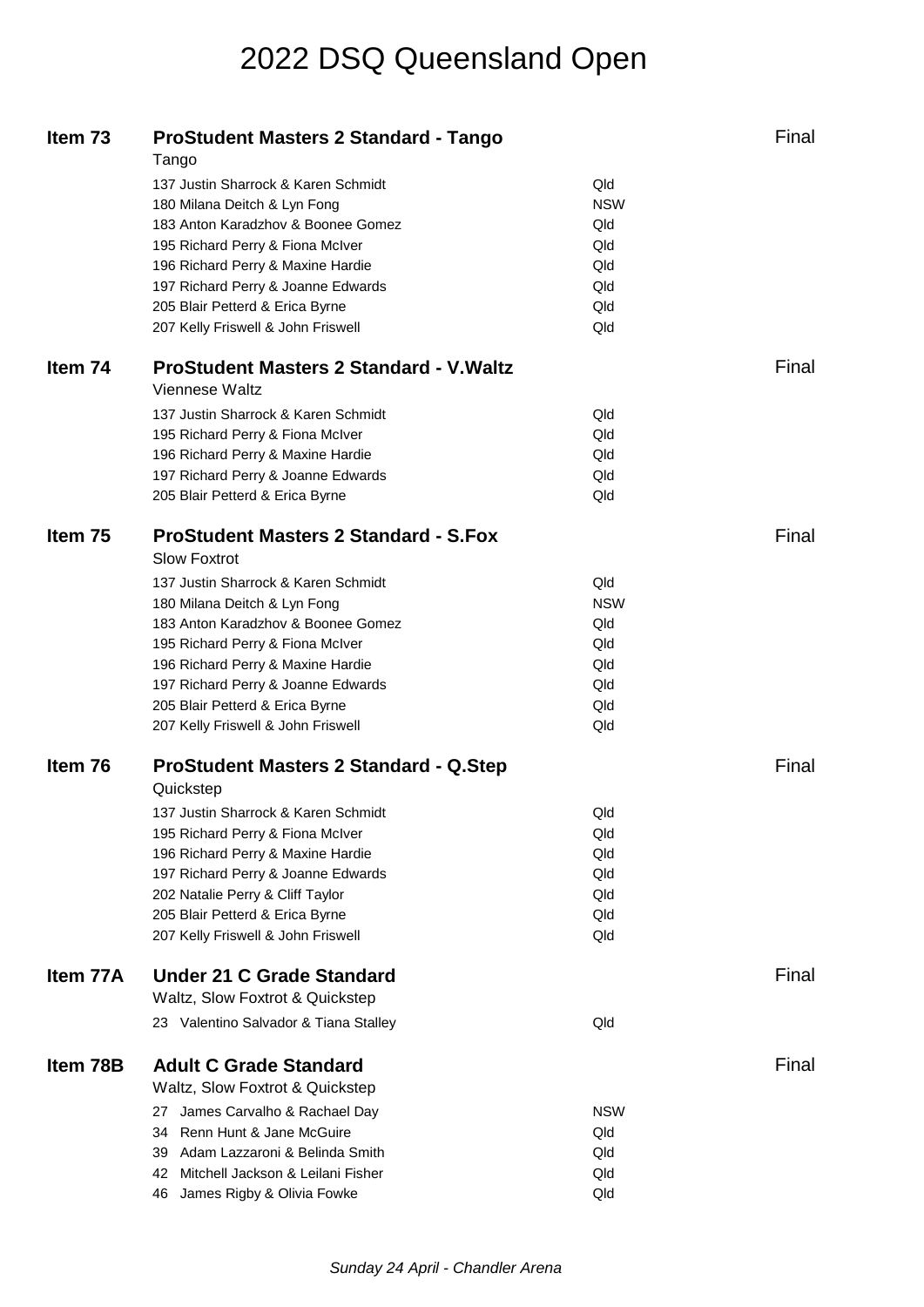# 2022 DSQ Queensland Open

## Item 73 — ProStudent Masters 2 Standard - Tango — Final

Tango

| Competitor | State |
|---|---|
| 137 Justin Sharrock & Karen Schmidt | Qld |
| 180 Milana Deitch & Lyn Fong | NSW |
| 183 Anton Karadzhov & Boonee Gomez | Qld |
| 195 Richard Perry & Fiona McIver | Qld |
| 196 Richard Perry & Maxine Hardie | Qld |
| 197 Richard Perry & Joanne Edwards | Qld |
| 205 Blair Petterd & Erica Byrne | Qld |
| 207 Kelly Friswell & John Friswell | Qld |

## Item 74 — ProStudent Masters 2 Standard - V.Waltz — Final

Viennese Waltz

| Competitor | State |
|---|---|
| 137 Justin Sharrock & Karen Schmidt | Qld |
| 195 Richard Perry & Fiona McIver | Qld |
| 196 Richard Perry & Maxine Hardie | Qld |
| 197 Richard Perry & Joanne Edwards | Qld |
| 205 Blair Petterd & Erica Byrne | Qld |

## Item 75 — ProStudent Masters 2 Standard - S.Fox — Final

Slow Foxtrot

| Competitor | State |
|---|---|
| 137 Justin Sharrock & Karen Schmidt | Qld |
| 180 Milana Deitch & Lyn Fong | NSW |
| 183 Anton Karadzhov & Boonee Gomez | Qld |
| 195 Richard Perry & Fiona McIver | Qld |
| 196 Richard Perry & Maxine Hardie | Qld |
| 197 Richard Perry & Joanne Edwards | Qld |
| 205 Blair Petterd & Erica Byrne | Qld |
| 207 Kelly Friswell & John Friswell | Qld |

## Item 76 — ProStudent Masters 2 Standard - Q.Step — Final

Quickstep

| Competitor | State |
|---|---|
| 137 Justin Sharrock & Karen Schmidt | Qld |
| 195 Richard Perry & Fiona McIver | Qld |
| 196 Richard Perry & Maxine Hardie | Qld |
| 197 Richard Perry & Joanne Edwards | Qld |
| 202 Natalie Perry & Cliff Taylor | Qld |
| 205 Blair Petterd & Erica Byrne | Qld |
| 207 Kelly Friswell & John Friswell | Qld |

## Item 77A — Under 21 C Grade Standard — Final

Waltz, Slow Foxtrot & Quickstep

| Competitor | State |
|---|---|
| 23 Valentino Salvador & Tiana Stalley | Qld |

## Item 78B — Adult C Grade Standard — Final

Waltz, Slow Foxtrot & Quickstep

| Competitor | State |
|---|---|
| 27 James Carvalho & Rachael Day | NSW |
| 34 Renn Hunt & Jane McGuire | Qld |
| 39 Adam Lazzaroni & Belinda Smith | Qld |
| 42 Mitchell Jackson & Leilani Fisher | Qld |
| 46 James Rigby & Olivia Fowke | Qld |

*Sunday 24 April - Chandler Arena*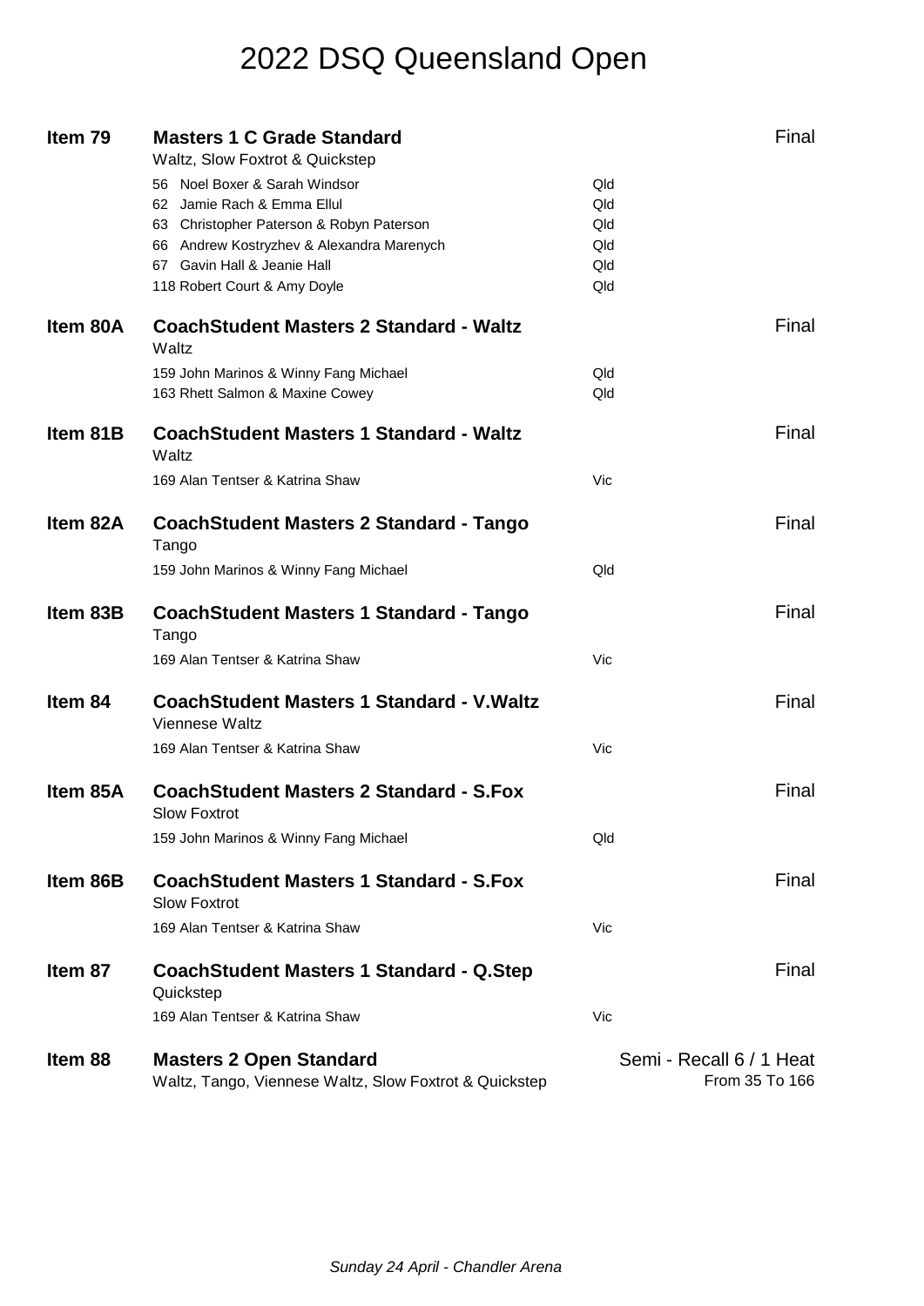# 2022 DSQ Queensland Open

## Item 79 — Masters 1 C Grade Standard — Final

Waltz, Slow Foxtrot & Quickstep

| No. | Couple | State |
|---|---|---|
| 56 | Noel Boxer & Sarah Windsor | Qld |
| 62 | Jamie Rach & Emma Ellul | Qld |
| 63 | Christopher Paterson & Robyn Paterson | Qld |
| 66 | Andrew Kostryzhev & Alexandra Marenych | Qld |
| 67 | Gavin Hall & Jeanie Hall | Qld |
| 118 | Robert Court & Amy Doyle | Qld |

## Item 80A — CoachStudent Masters 2 Standard - Waltz — Final

Waltz

| No. | Couple | State |
|---|---|---|
| 159 | John Marinos & Winny Fang Michael | Qld |
| 163 | Rhett Salmon & Maxine Cowey | Qld |

## Item 81B — CoachStudent Masters 1 Standard - Waltz — Final

Waltz

| No. | Couple | State |
|---|---|---|
| 169 | Alan Tentser & Katrina Shaw | Vic |

## Item 82A — CoachStudent Masters 2 Standard - Tango — Final

Tango

| No. | Couple | State |
|---|---|---|
| 159 | John Marinos & Winny Fang Michael | Qld |

## Item 83B — CoachStudent Masters 1 Standard - Tango — Final

Tango

| No. | Couple | State |
|---|---|---|
| 169 | Alan Tentser & Katrina Shaw | Vic |

## Item 84 — CoachStudent Masters 1 Standard - V.Waltz — Final

Viennese Waltz

| No. | Couple | State |
|---|---|---|
| 169 | Alan Tentser & Katrina Shaw | Vic |

## Item 85A — CoachStudent Masters 2 Standard - S.Fox — Final

Slow Foxtrot

| No. | Couple | State |
|---|---|---|
| 159 | John Marinos & Winny Fang Michael | Qld |

## Item 86B — CoachStudent Masters 1 Standard - S.Fox — Final

Slow Foxtrot

| No. | Couple | State |
|---|---|---|
| 169 | Alan Tentser & Katrina Shaw | Vic |

## Item 87 — CoachStudent Masters 1 Standard - Q.Step — Final

Quickstep

| No. | Couple | State |
|---|---|---|
| 169 | Alan Tentser & Katrina Shaw | Vic |

## Item 88 — Masters 2 Open Standard — Semi - Recall 6 / 1 Heat

Waltz, Tango, Viennese Waltz, Slow Foxtrot & Quickstep

From 35 To 166

*Sunday 24 April - Chandler Arena*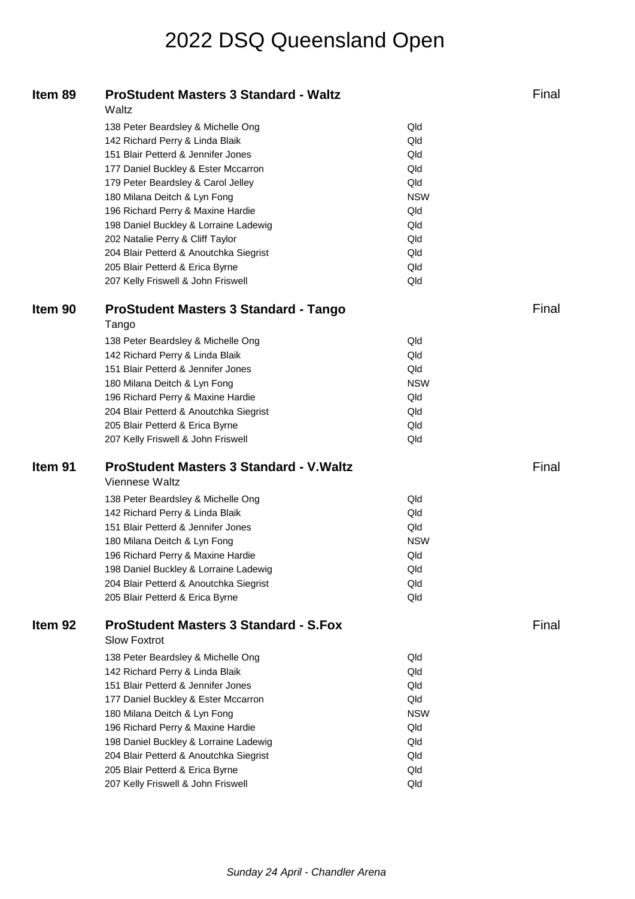# 2022 DSQ Queensland Open

## Item 89 — ProStudent Masters 3 Standard - Waltz — Final

Waltz

| Couple | State |
|---|---|
| 138 Peter Beardsley & Michelle Ong | Qld |
| 142 Richard Perry & Linda Blaik | Qld |
| 151 Blair Petterd & Jennifer Jones | Qld |
| 177 Daniel Buckley & Ester Mccarron | Qld |
| 179 Peter Beardsley & Carol Jelley | Qld |
| 180 Milana Deitch & Lyn Fong | NSW |
| 196 Richard Perry & Maxine Hardie | Qld |
| 198 Daniel Buckley & Lorraine Ladewig | Qld |
| 202 Natalie Perry & Cliff Taylor | Qld |
| 204 Blair Petterd & Anoutchka Siegrist | Qld |
| 205 Blair Petterd & Erica Byrne | Qld |
| 207 Kelly Friswell & John Friswell | Qld |

## Item 90 — ProStudent Masters 3 Standard - Tango — Final

Tango

| Couple | State |
|---|---|
| 138 Peter Beardsley & Michelle Ong | Qld |
| 142 Richard Perry & Linda Blaik | Qld |
| 151 Blair Petterd & Jennifer Jones | Qld |
| 180 Milana Deitch & Lyn Fong | NSW |
| 196 Richard Perry & Maxine Hardie | Qld |
| 204 Blair Petterd & Anoutchka Siegrist | Qld |
| 205 Blair Petterd & Erica Byrne | Qld |
| 207 Kelly Friswell & John Friswell | Qld |

## Item 91 — ProStudent Masters 3 Standard - V.Waltz — Final

Viennese Waltz

| Couple | State |
|---|---|
| 138 Peter Beardsley & Michelle Ong | Qld |
| 142 Richard Perry & Linda Blaik | Qld |
| 151 Blair Petterd & Jennifer Jones | Qld |
| 180 Milana Deitch & Lyn Fong | NSW |
| 196 Richard Perry & Maxine Hardie | Qld |
| 198 Daniel Buckley & Lorraine Ladewig | Qld |
| 204 Blair Petterd & Anoutchka Siegrist | Qld |
| 205 Blair Petterd & Erica Byrne | Qld |

## Item 92 — ProStudent Masters 3 Standard - S.Fox — Final

Slow Foxtrot

| Couple | State |
|---|---|
| 138 Peter Beardsley & Michelle Ong | Qld |
| 142 Richard Perry & Linda Blaik | Qld |
| 151 Blair Petterd & Jennifer Jones | Qld |
| 177 Daniel Buckley & Ester Mccarron | Qld |
| 180 Milana Deitch & Lyn Fong | NSW |
| 196 Richard Perry & Maxine Hardie | Qld |
| 198 Daniel Buckley & Lorraine Ladewig | Qld |
| 204 Blair Petterd & Anoutchka Siegrist | Qld |
| 205 Blair Petterd & Erica Byrne | Qld |
| 207 Kelly Friswell & John Friswell | Qld |

*Sunday 24 April - Chandler Arena*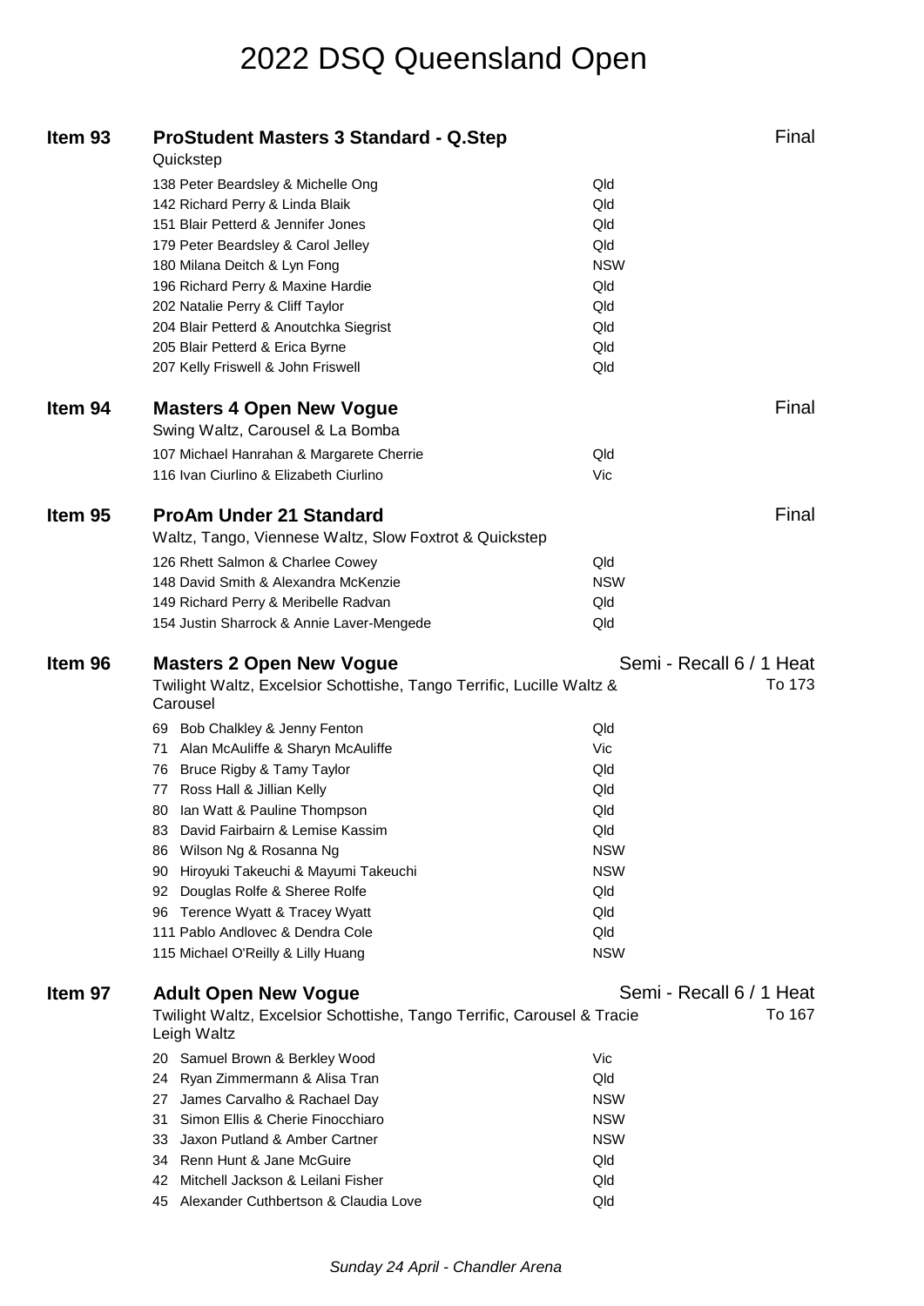# 2022 DSQ Queensland Open

## Item 93 — ProStudent Masters 3 Standard - Q.Step — Final

Quickstep

| No. | Couple | State |
|---|---|---|
| 138 | Peter Beardsley & Michelle Ong | Qld |
| 142 | Richard Perry & Linda Blaik | Qld |
| 151 | Blair Petterd & Jennifer Jones | Qld |
| 179 | Peter Beardsley & Carol Jelley | Qld |
| 180 | Milana Deitch & Lyn Fong | NSW |
| 196 | Richard Perry & Maxine Hardie | Qld |
| 202 | Natalie Perry & Cliff Taylor | Qld |
| 204 | Blair Petterd & Anoutchka Siegrist | Qld |
| 205 | Blair Petterd & Erica Byrne | Qld |
| 207 | Kelly Friswell & John Friswell | Qld |

## Item 94 — Masters 4 Open New Vogue — Final

Swing Waltz, Carousel & La Bomba

| No. | Couple | State |
|---|---|---|
| 107 | Michael Hanrahan & Margarete Cherrie | Qld |
| 116 | Ivan Ciurlino & Elizabeth Ciurlino | Vic |

## Item 95 — ProAm Under 21 Standard — Final

Waltz, Tango, Viennese Waltz, Slow Foxtrot & Quickstep

| No. | Couple | State |
|---|---|---|
| 126 | Rhett Salmon & Charlee Cowey | Qld |
| 148 | David Smith & Alexandra McKenzie | NSW |
| 149 | Richard Perry & Meribelle Radvan | Qld |
| 154 | Justin Sharrock & Annie Laver-Mengede | Qld |

## Item 96 — Masters 2 Open New Vogue — Semi - Recall 6 / 1 Heat — To 173

Twilight Waltz, Excelsior Schottishe, Tango Terrific, Lucille Waltz & Carousel

| No. | Couple | State |
|---|---|---|
| 69 | Bob Chalkley & Jenny Fenton | Qld |
| 71 | Alan McAuliffe & Sharyn McAuliffe | Vic |
| 76 | Bruce Rigby & Tamy Taylor | Qld |
| 77 | Ross Hall & Jillian Kelly | Qld |
| 80 | Ian Watt & Pauline Thompson | Qld |
| 83 | David Fairbairn & Lemise Kassim | Qld |
| 86 | Wilson Ng & Rosanna Ng | NSW |
| 90 | Hiroyuki Takeuchi & Mayumi Takeuchi | NSW |
| 92 | Douglas Rolfe & Sheree Rolfe | Qld |
| 96 | Terence Wyatt & Tracey Wyatt | Qld |
| 111 | Pablo Andlovec & Dendra Cole | Qld |
| 115 | Michael O'Reilly & Lilly Huang | NSW |

## Item 97 — Adult Open New Vogue — Semi - Recall 6 / 1 Heat — To 167

Twilight Waltz, Excelsior Schottishe, Tango Terrific, Carousel & Tracie Leigh Waltz

| No. | Couple | State |
|---|---|---|
| 20 | Samuel Brown & Berkley Wood | Vic |
| 24 | Ryan Zimmermann & Alisa Tran | Qld |
| 27 | James Carvalho & Rachael Day | NSW |
| 31 | Simon Ellis & Cherie Finocchiaro | NSW |
| 33 | Jaxon Putland & Amber Cartner | NSW |
| 34 | Renn Hunt & Jane McGuire | Qld |
| 42 | Mitchell Jackson & Leilani Fisher | Qld |
| 45 | Alexander Cuthbertson & Claudia Love | Qld |

*Sunday 24 April - Chandler Arena*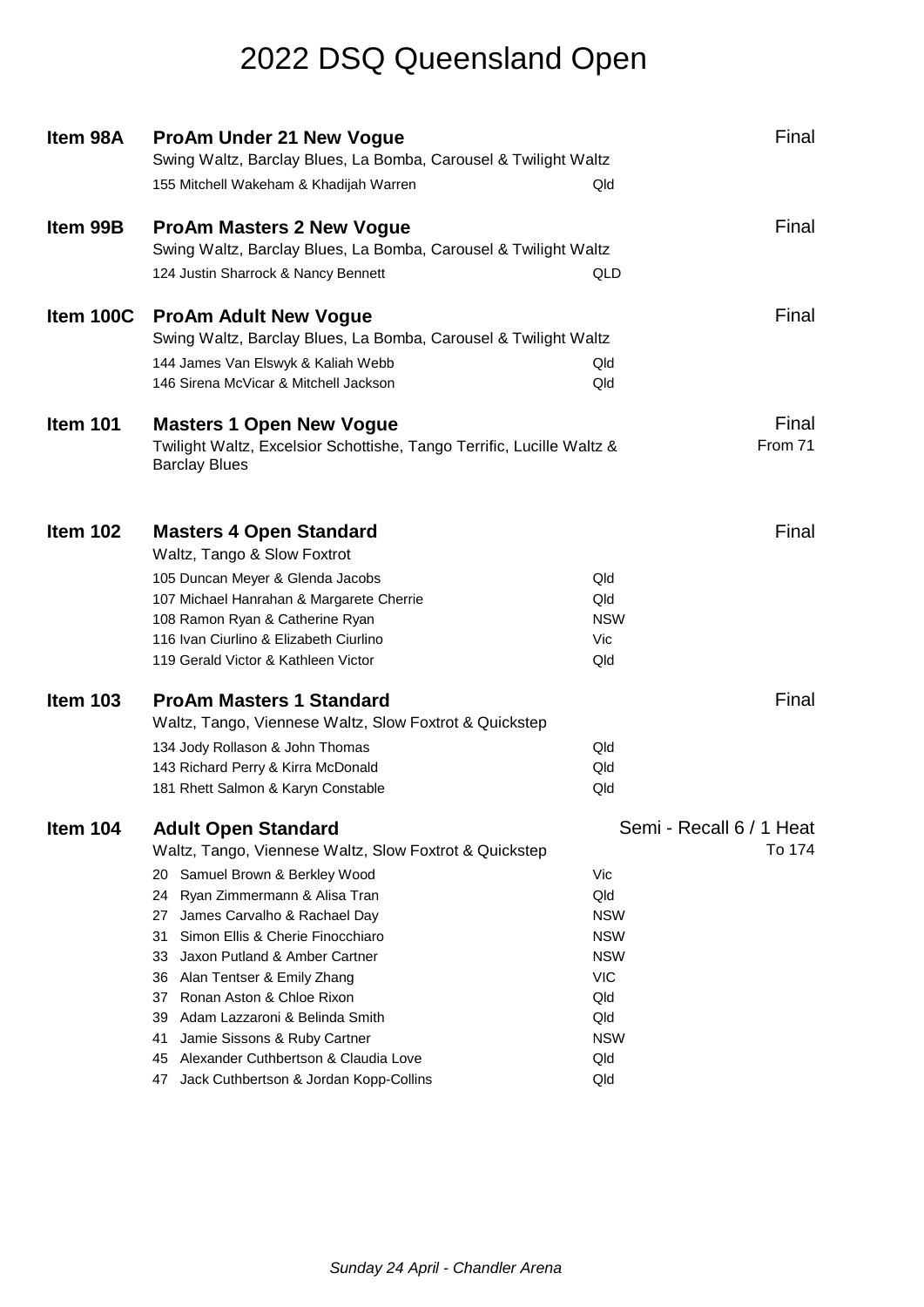# 2022 DSQ Queensland Open

## Item 98A — ProAm Under 21 New Vogue — Final

Swing Waltz, Barclay Blues, La Bomba, Carousel & Twilight Waltz

| No. | Couple | State |
|---|---|---|
| 155 | Mitchell Wakeham & Khadijah Warren | Qld |

## Item 99B — ProAm Masters 2 New Vogue — Final

Swing Waltz, Barclay Blues, La Bomba, Carousel & Twilight Waltz

| No. | Couple | State |
|---|---|---|
| 124 | Justin Sharrock & Nancy Bennett | QLD |

## Item 100C — ProAm Adult New Vogue — Final

Swing Waltz, Barclay Blues, La Bomba, Carousel & Twilight Waltz

| No. | Couple | State |
|---|---|---|
| 144 | James Van Elswyk & Kaliah Webb | Qld |
| 146 | Sirena McVicar & Mitchell Jackson | Qld |

## Item 101 — Masters 1 Open New Vogue — Final

From 71

Twilight Waltz, Excelsior Schottishe, Tango Terrific, Lucille Waltz & Barclay Blues

## Item 102 — Masters 4 Open Standard — Final

Waltz, Tango & Slow Foxtrot

| No. | Couple | State |
|---|---|---|
| 105 | Duncan Meyer & Glenda Jacobs | Qld |
| 107 | Michael Hanrahan & Margarete Cherrie | Qld |
| 108 | Ramon Ryan & Catherine Ryan | NSW |
| 116 | Ivan Ciurlino & Elizabeth Ciurlino | Vic |
| 119 | Gerald Victor & Kathleen Victor | Qld |

## Item 103 — ProAm Masters 1 Standard — Final

Waltz, Tango, Viennese Waltz, Slow Foxtrot & Quickstep

| No. | Couple | State |
|---|---|---|
| 134 | Jody Rollason & John Thomas | Qld |
| 143 | Richard Perry & Kirra McDonald | Qld |
| 181 | Rhett Salmon & Karyn Constable | Qld |

## Item 104 — Adult Open Standard — Semi - Recall 6 / 1 Heat

To 174

Waltz, Tango, Viennese Waltz, Slow Foxtrot & Quickstep

| No. | Couple | State |
|---|---|---|
| 20 | Samuel Brown & Berkley Wood | Vic |
| 24 | Ryan Zimmermann & Alisa Tran | Qld |
| 27 | James Carvalho & Rachael Day | NSW |
| 31 | Simon Ellis & Cherie Finocchiaro | NSW |
| 33 | Jaxon Putland & Amber Cartner | NSW |
| 36 | Alan Tentser & Emily Zhang | VIC |
| 37 | Ronan Aston & Chloe Rixon | Qld |
| 39 | Adam Lazzaroni & Belinda Smith | Qld |
| 41 | Jamie Sissons & Ruby Cartner | NSW |
| 45 | Alexander Cuthbertson & Claudia Love | Qld |
| 47 | Jack Cuthbertson & Jordan Kopp-Collins | Qld |

*Sunday 24 April - Chandler Arena*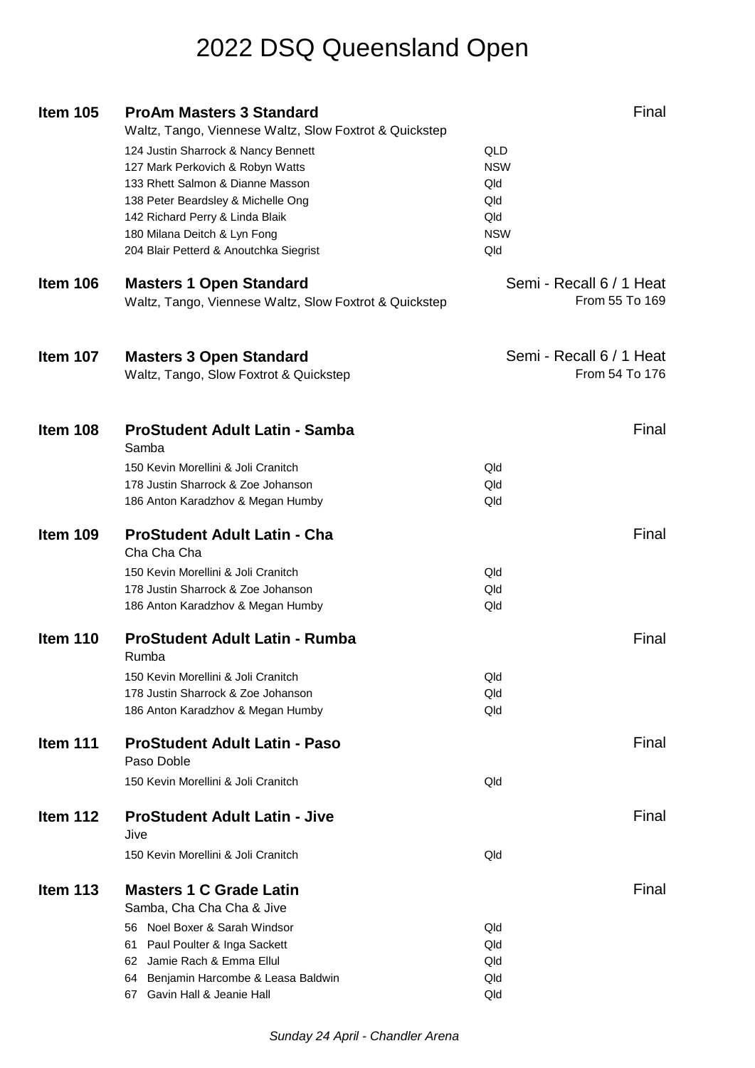# 2022 DSQ Queensland Open

## Item 105 — ProAm Masters 3 Standard — Final

Waltz, Tango, Viennese Waltz, Slow Foxtrot & Quickstep

| Competitor | State |
|---|---|
| 124 Justin Sharrock & Nancy Bennett | QLD |
| 127 Mark Perkovich & Robyn Watts | NSW |
| 133 Rhett Salmon & Dianne Masson | Qld |
| 138 Peter Beardsley & Michelle Ong | Qld |
| 142 Richard Perry & Linda Blaik | Qld |
| 180 Milana Deitch & Lyn Fong | NSW |
| 204 Blair Petterd & Anoutchka Siegrist | Qld |

## Item 106 — Masters 1 Open Standard — Semi - Recall 6 / 1 Heat

Waltz, Tango, Viennese Waltz, Slow Foxtrot & Quickstep

From 55 To 169

## Item 107 — Masters 3 Open Standard — Semi - Recall 6 / 1 Heat

Waltz, Tango, Slow Foxtrot & Quickstep

From 54 To 176

## Item 108 — ProStudent Adult Latin - Samba — Final

Samba

| Competitor | State |
|---|---|
| 150 Kevin Morellini & Joli Cranitch | Qld |
| 178 Justin Sharrock & Zoe Johanson | Qld |
| 186 Anton Karadzhov & Megan Humby | Qld |

## Item 109 — ProStudent Adult Latin - Cha — Final

Cha Cha Cha

| Competitor | State |
|---|---|
| 150 Kevin Morellini & Joli Cranitch | Qld |
| 178 Justin Sharrock & Zoe Johanson | Qld |
| 186 Anton Karadzhov & Megan Humby | Qld |

## Item 110 — ProStudent Adult Latin - Rumba — Final

Rumba

| Competitor | State |
|---|---|
| 150 Kevin Morellini & Joli Cranitch | Qld |
| 178 Justin Sharrock & Zoe Johanson | Qld |
| 186 Anton Karadzhov & Megan Humby | Qld |

## Item 111 — ProStudent Adult Latin - Paso — Final

Paso Doble

| Competitor | State |
|---|---|
| 150 Kevin Morellini & Joli Cranitch | Qld |

## Item 112 — ProStudent Adult Latin - Jive — Final

Jive

| Competitor | State |
|---|---|
| 150 Kevin Morellini & Joli Cranitch | Qld |

## Item 113 — Masters 1 C Grade Latin — Final

Samba, Cha Cha Cha & Jive

| Competitor | State |
|---|---|
| 56 Noel Boxer & Sarah Windsor | Qld |
| 61 Paul Poulter & Inga Sackett | Qld |
| 62 Jamie Rach & Emma Ellul | Qld |
| 64 Benjamin Harcombe & Leasa Baldwin | Qld |
| 67 Gavin Hall & Jeanie Hall | Qld |

*Sunday 24 April - Chandler Arena*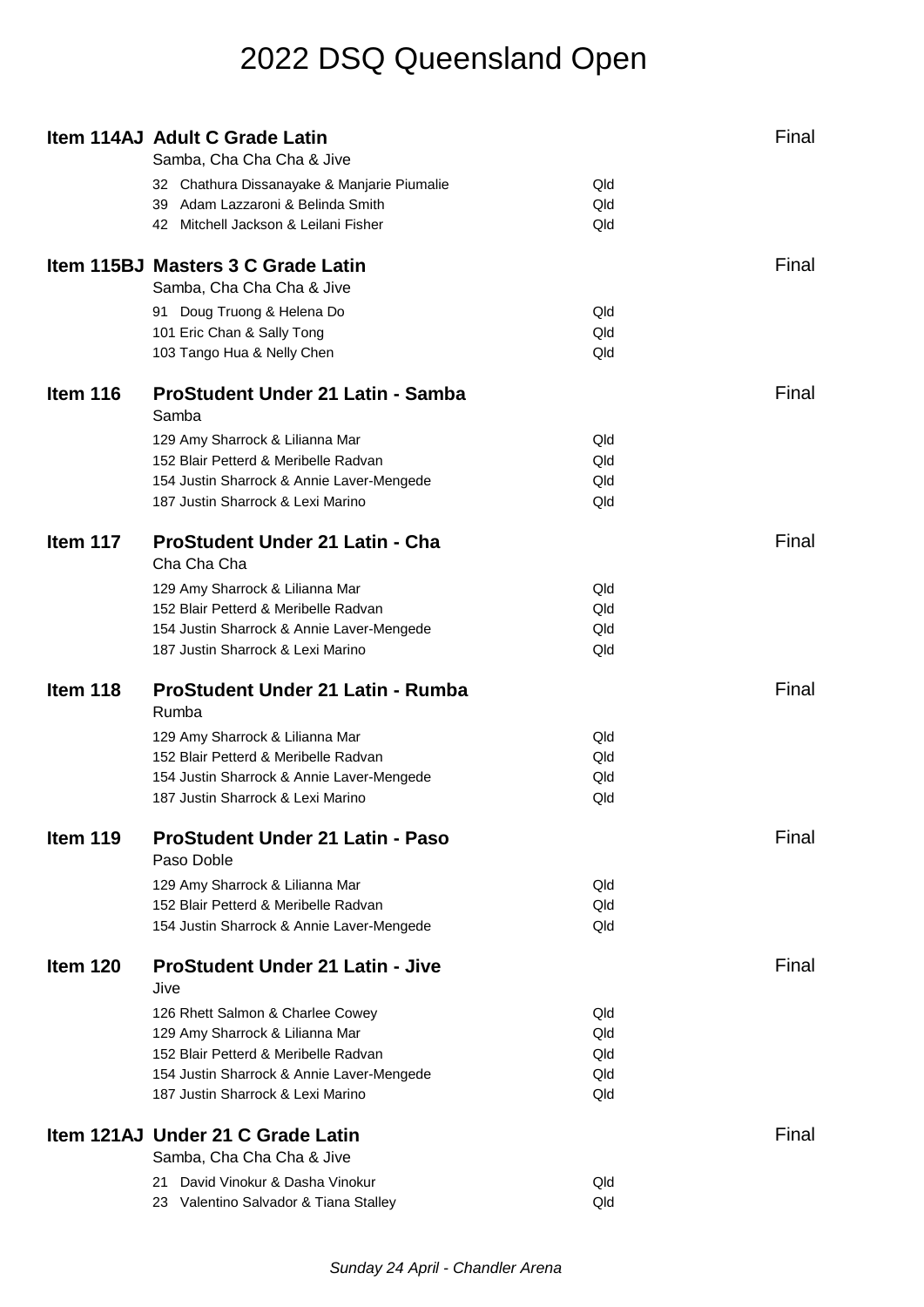# 2022 DSQ Queensland Open

## Item 114AJ Adult C Grade Latin — Final

Samba, Cha Cha Cha & Jive

| No. | Couple | State |
|---|---|---|
| 32 | Chathura Dissanayake & Manjarie Piumalie | Qld |
| 39 | Adam Lazzaroni & Belinda Smith | Qld |
| 42 | Mitchell Jackson & Leilani Fisher | Qld |

## Item 115BJ Masters 3 C Grade Latin — Final

Samba, Cha Cha Cha & Jive

| No. | Couple | State |
|---|---|---|
| 91 | Doug Truong & Helena Do | Qld |
| 101 | Eric Chan & Sally Tong | Qld |
| 103 | Tango Hua & Nelly Chen | Qld |

## Item 116 ProStudent Under 21 Latin - Samba — Final

Samba

| No. | Couple | State |
|---|---|---|
| 129 | Amy Sharrock & Lilianna Mar | Qld |
| 152 | Blair Petterd & Meribelle Radvan | Qld |
| 154 | Justin Sharrock & Annie Laver-Mengede | Qld |
| 187 | Justin Sharrock & Lexi Marino | Qld |

## Item 117 ProStudent Under 21 Latin - Cha — Final

Cha Cha Cha

| No. | Couple | State |
|---|---|---|
| 129 | Amy Sharrock & Lilianna Mar | Qld |
| 152 | Blair Petterd & Meribelle Radvan | Qld |
| 154 | Justin Sharrock & Annie Laver-Mengede | Qld |
| 187 | Justin Sharrock & Lexi Marino | Qld |

## Item 118 ProStudent Under 21 Latin - Rumba — Final

Rumba

| No. | Couple | State |
|---|---|---|
| 129 | Amy Sharrock & Lilianna Mar | Qld |
| 152 | Blair Petterd & Meribelle Radvan | Qld |
| 154 | Justin Sharrock & Annie Laver-Mengede | Qld |
| 187 | Justin Sharrock & Lexi Marino | Qld |

## Item 119 ProStudent Under 21 Latin - Paso — Final

Paso Doble

| No. | Couple | State |
|---|---|---|
| 129 | Amy Sharrock & Lilianna Mar | Qld |
| 152 | Blair Petterd & Meribelle Radvan | Qld |
| 154 | Justin Sharrock & Annie Laver-Mengede | Qld |

## Item 120 ProStudent Under 21 Latin - Jive — Final

Jive

| No. | Couple | State |
|---|---|---|
| 126 | Rhett Salmon & Charlee Cowey | Qld |
| 129 | Amy Sharrock & Lilianna Mar | Qld |
| 152 | Blair Petterd & Meribelle Radvan | Qld |
| 154 | Justin Sharrock & Annie Laver-Mengede | Qld |
| 187 | Justin Sharrock & Lexi Marino | Qld |

## Item 121AJ Under 21 C Grade Latin — Final

Samba, Cha Cha Cha & Jive

| No. | Couple | State |
|---|---|---|
| 21 | David Vinokur & Dasha Vinokur | Qld |
| 23 | Valentino Salvador & Tiana Stalley | Qld |

*Sunday 24 April - Chandler Arena*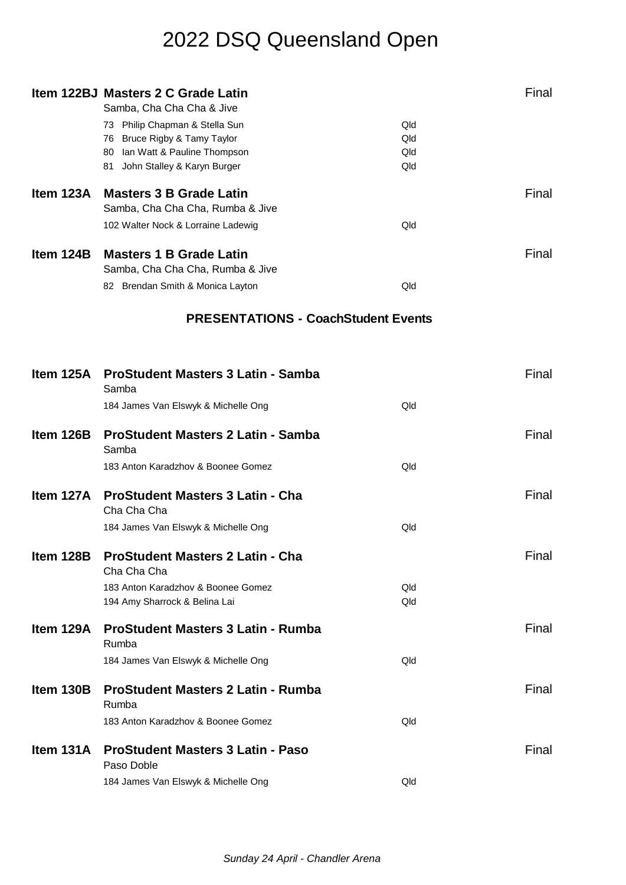# 2022 DSQ Queensland Open

**Item 122BJ Masters 2 C Grade Latin** — Final

Samba, Cha Cha Cha & Jive

| No. | Couple | State |
|---|---|---|
| 73 | Philip Chapman & Stella Sun | Qld |
| 76 | Bruce Rigby & Tamy Taylor | Qld |
| 80 | Ian Watt & Pauline Thompson | Qld |
| 81 | John Stalley & Karyn Burger | Qld |

**Item 123A Masters 3 B Grade Latin** — Final

Samba, Cha Cha Cha, Rumba & Jive

| No. | Couple | State |
|---|---|---|
| 102 | Walter Nock & Lorraine Ladewig | Qld |

**Item 124B Masters 1 B Grade Latin** — Final

Samba, Cha Cha Cha, Rumba & Jive

| No. | Couple | State |
|---|---|---|
| 82 | Brendan Smith & Monica Layton | Qld |

## PRESENTATIONS - CoachStudent Events

**Item 125A ProStudent Masters 3 Latin - Samba** — Final

Samba

| No. | Couple | State |
|---|---|---|
| 184 | James Van Elswyk & Michelle Ong | Qld |

**Item 126B ProStudent Masters 2 Latin - Samba** — Final

Samba

| No. | Couple | State |
|---|---|---|
| 183 | Anton Karadzhov & Boonee Gomez | Qld |

**Item 127A ProStudent Masters 3 Latin - Cha** — Final

Cha Cha Cha

| No. | Couple | State |
|---|---|---|
| 184 | James Van Elswyk & Michelle Ong | Qld |

**Item 128B ProStudent Masters 2 Latin - Cha** — Final

Cha Cha Cha

| No. | Couple | State |
|---|---|---|
| 183 | Anton Karadzhov & Boonee Gomez | Qld |
| 194 | Amy Sharrock & Belina Lai | Qld |

**Item 129A ProStudent Masters 3 Latin - Rumba** — Final

Rumba

| No. | Couple | State |
|---|---|---|
| 184 | James Van Elswyk & Michelle Ong | Qld |

**Item 130B ProStudent Masters 2 Latin - Rumba** — Final

Rumba

| No. | Couple | State |
|---|---|---|
| 183 | Anton Karadzhov & Boonee Gomez | Qld |

**Item 131A ProStudent Masters 3 Latin - Paso** — Final

Paso Doble

| No. | Couple | State |
|---|---|---|
| 184 | James Van Elswyk & Michelle Ong | Qld |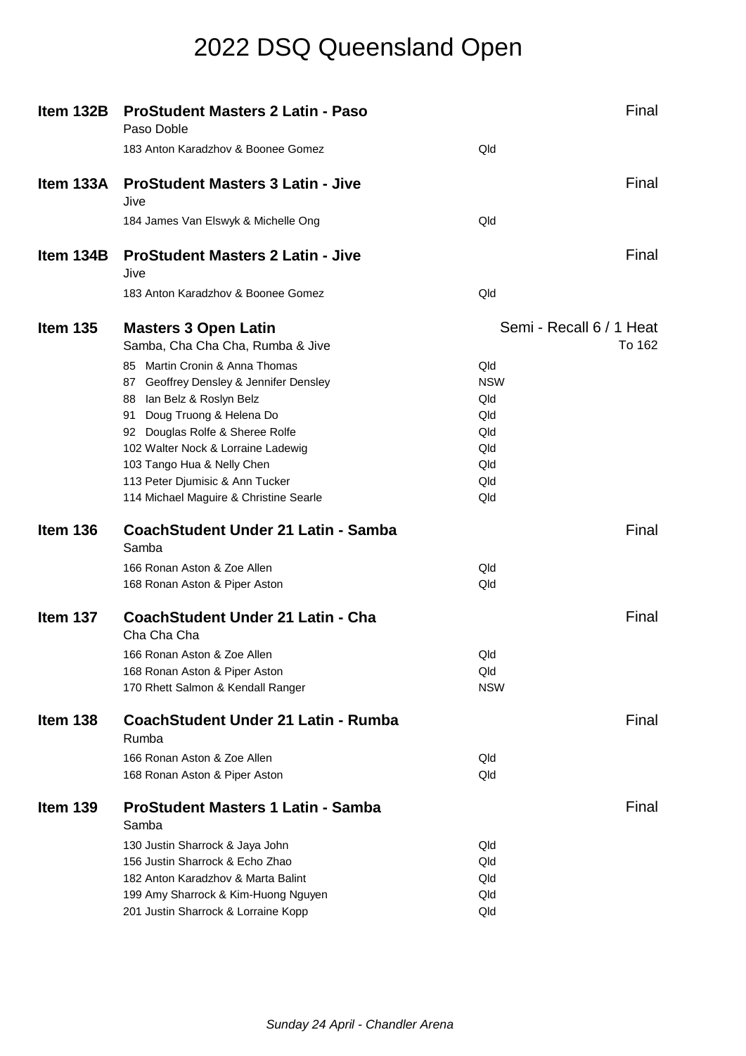# 2022 DSQ Queensland Open

## Item 132B ProStudent Masters 2 Latin - Paso

Final

Paso Doble

| | |
|---|---|
| 183 Anton Karadzhov & Boonee Gomez | Qld |

## Item 133A ProStudent Masters 3 Latin - Jive

Final

Jive

| | |
|---|---|
| 184 James Van Elswyk & Michelle Ong | Qld |

## Item 134B ProStudent Masters 2 Latin - Jive

Final

Jive

| | |
|---|---|
| 183 Anton Karadzhov & Boonee Gomez | Qld |

## Item 135 Masters 3 Open Latin

Semi - Recall 6 / 1 Heat
To 162

Samba, Cha Cha Cha, Rumba & Jive

| | |
|---|---|
| 85 Martin Cronin & Anna Thomas | Qld |
| 87 Geoffrey Densley & Jennifer Densley | NSW |
| 88 Ian Belz & Roslyn Belz | Qld |
| 91 Doug Truong & Helena Do | Qld |
| 92 Douglas Rolfe & Sheree Rolfe | Qld |
| 102 Walter Nock & Lorraine Ladewig | Qld |
| 103 Tango Hua & Nelly Chen | Qld |
| 113 Peter Djumisic & Ann Tucker | Qld |
| 114 Michael Maguire & Christine Searle | Qld |

## Item 136 CoachStudent Under 21 Latin - Samba

Final

Samba

| | |
|---|---|
| 166 Ronan Aston & Zoe Allen | Qld |
| 168 Ronan Aston & Piper Aston | Qld |

## Item 137 CoachStudent Under 21 Latin - Cha

Final

Cha Cha Cha

| | |
|---|---|
| 166 Ronan Aston & Zoe Allen | Qld |
| 168 Ronan Aston & Piper Aston | Qld |
| 170 Rhett Salmon & Kendall Ranger | NSW |

## Item 138 CoachStudent Under 21 Latin - Rumba

Final

Rumba

| | |
|---|---|
| 166 Ronan Aston & Zoe Allen | Qld |
| 168 Ronan Aston & Piper Aston | Qld |

## Item 139 ProStudent Masters 1 Latin - Samba

Final

Samba

| | |
|---|---|
| 130 Justin Sharrock & Jaya John | Qld |
| 156 Justin Sharrock & Echo Zhao | Qld |
| 182 Anton Karadzhov & Marta Balint | Qld |
| 199 Amy Sharrock & Kim-Huong Nguyen | Qld |
| 201 Justin Sharrock & Lorraine Kopp | Qld |

*Sunday 24 April - Chandler Arena*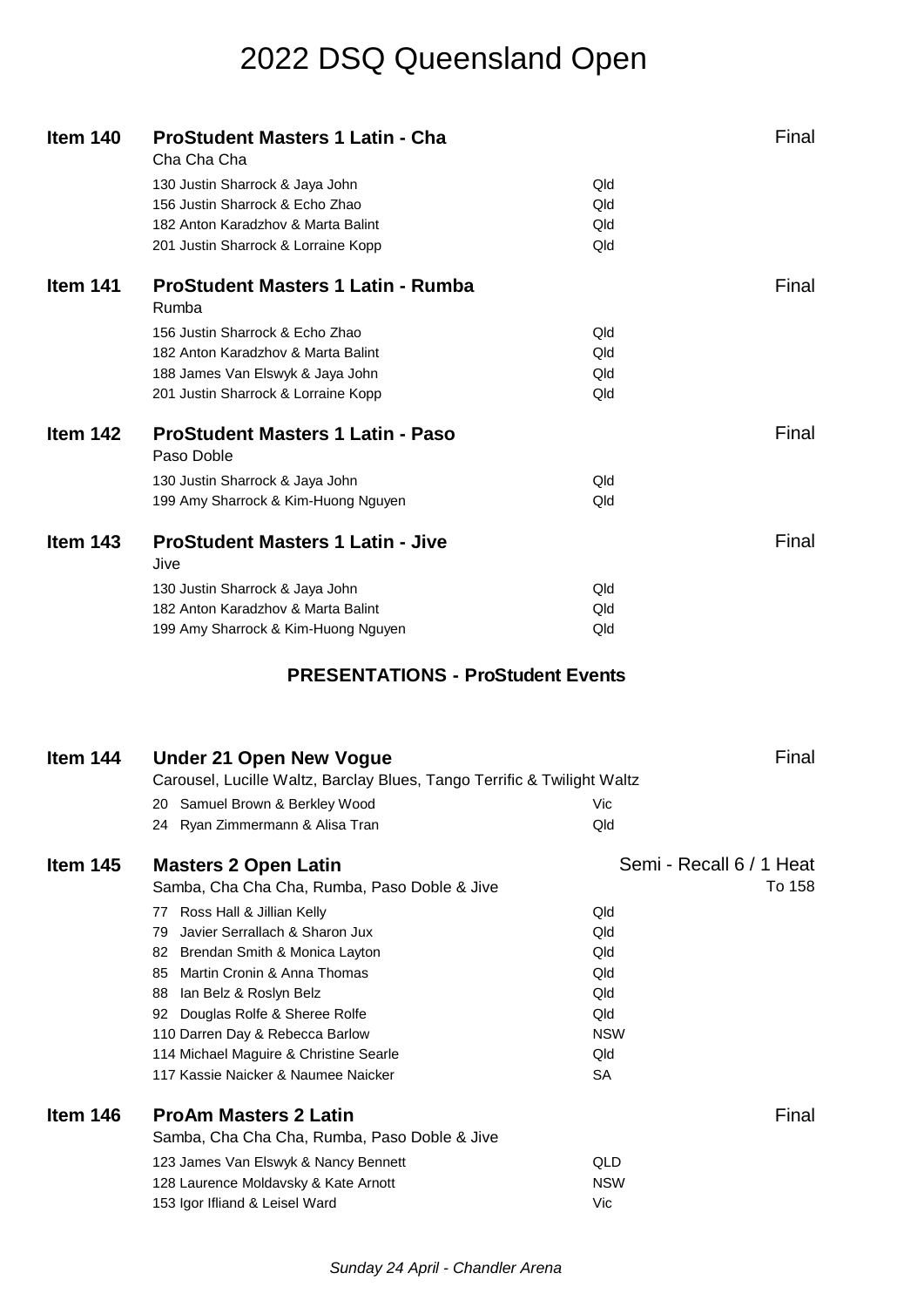# 2022 DSQ Queensland Open

## Item 140 — ProStudent Masters 1 Latin - Cha — Final

Cha Cha Cha

| No. | Couple | State |
|---|---|---|
| 130 | Justin Sharrock & Jaya John | Qld |
| 156 | Justin Sharrock & Echo Zhao | Qld |
| 182 | Anton Karadzhov & Marta Balint | Qld |
| 201 | Justin Sharrock & Lorraine Kopp | Qld |

## Item 141 — ProStudent Masters 1 Latin - Rumba — Final

Rumba

| No. | Couple | State |
|---|---|---|
| 156 | Justin Sharrock & Echo Zhao | Qld |
| 182 | Anton Karadzhov & Marta Balint | Qld |
| 188 | James Van Elswyk & Jaya John | Qld |
| 201 | Justin Sharrock & Lorraine Kopp | Qld |

## Item 142 — ProStudent Masters 1 Latin - Paso — Final

Paso Doble

| No. | Couple | State |
|---|---|---|
| 130 | Justin Sharrock & Jaya John | Qld |
| 199 | Amy Sharrock & Kim-Huong Nguyen | Qld |

## Item 143 — ProStudent Masters 1 Latin - Jive — Final

Jive

| No. | Couple | State |
|---|---|---|
| 130 | Justin Sharrock & Jaya John | Qld |
| 182 | Anton Karadzhov & Marta Balint | Qld |
| 199 | Amy Sharrock & Kim-Huong Nguyen | Qld |

**PRESENTATIONS - ProStudent Events**

## Item 144 — Under 21 Open New Vogue — Final

Carousel, Lucille Waltz, Barclay Blues, Tango Terrific & Twilight Waltz

| No. | Couple | State |
|---|---|---|
| 20 | Samuel Brown & Berkley Wood | Vic |
| 24 | Ryan Zimmermann & Alisa Tran | Qld |

## Item 145 — Masters 2 Open Latin — Semi - Recall 6 / 1 Heat To 158

Samba, Cha Cha Cha, Rumba, Paso Doble & Jive

| No. | Couple | State |
|---|---|---|
| 77 | Ross Hall & Jillian Kelly | Qld |
| 79 | Javier Serrallach & Sharon Jux | Qld |
| 82 | Brendan Smith & Monica Layton | Qld |
| 85 | Martin Cronin & Anna Thomas | Qld |
| 88 | Ian Belz & Roslyn Belz | Qld |
| 92 | Douglas Rolfe & Sheree Rolfe | Qld |
| 110 | Darren Day & Rebecca Barlow | NSW |
| 114 | Michael Maguire & Christine Searle | Qld |
| 117 | Kassie Naicker & Naumee Naicker | SA |

## Item 146 — ProAm Masters 2 Latin — Final

Samba, Cha Cha Cha, Rumba, Paso Doble & Jive

| No. | Couple | State |
|---|---|---|
| 123 | James Van Elswyk & Nancy Bennett | QLD |
| 128 | Laurence Moldavsky & Kate Arnott | NSW |
| 153 | Igor Ifliand & Leisel Ward | Vic |

*Sunday 24 April - Chandler Arena*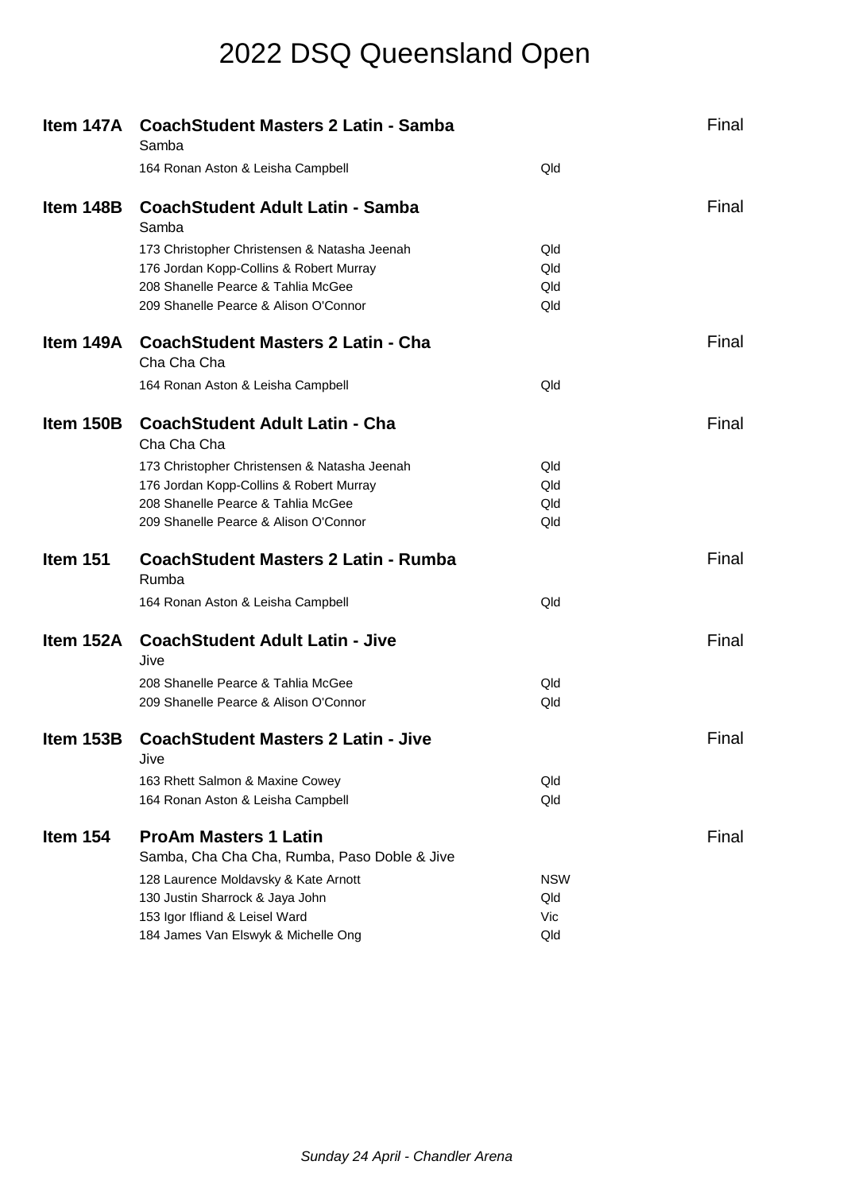# 2022 DSQ Queensland Open

## Item 147A CoachStudent Masters 2 Latin - Samba — Final

Samba

| Competitor | State |
|---|---|
| 164 Ronan Aston & Leisha Campbell | Qld |

## Item 148B CoachStudent Adult Latin - Samba — Final

Samba

| Competitor | State |
|---|---|
| 173 Christopher Christensen & Natasha Jeenah | Qld |
| 176 Jordan Kopp-Collins & Robert Murray | Qld |
| 208 Shanelle Pearce & Tahlia McGee | Qld |
| 209 Shanelle Pearce & Alison O'Connor | Qld |

## Item 149A CoachStudent Masters 2 Latin - Cha — Final

Cha Cha Cha

| Competitor | State |
|---|---|
| 164 Ronan Aston & Leisha Campbell | Qld |

## Item 150B CoachStudent Adult Latin - Cha — Final

Cha Cha Cha

| Competitor | State |
|---|---|
| 173 Christopher Christensen & Natasha Jeenah | Qld |
| 176 Jordan Kopp-Collins & Robert Murray | Qld |
| 208 Shanelle Pearce & Tahlia McGee | Qld |
| 209 Shanelle Pearce & Alison O'Connor | Qld |

## Item 151 CoachStudent Masters 2 Latin - Rumba — Final

Rumba

| Competitor | State |
|---|---|
| 164 Ronan Aston & Leisha Campbell | Qld |

## Item 152A CoachStudent Adult Latin - Jive — Final

Jive

| Competitor | State |
|---|---|
| 208 Shanelle Pearce & Tahlia McGee | Qld |
| 209 Shanelle Pearce & Alison O'Connor | Qld |

## Item 153B CoachStudent Masters 2 Latin - Jive — Final

Jive

| Competitor | State |
|---|---|
| 163 Rhett Salmon & Maxine Cowey | Qld |
| 164 Ronan Aston & Leisha Campbell | Qld |

## Item 154 ProAm Masters 1 Latin — Final

Samba, Cha Cha Cha, Rumba, Paso Doble & Jive

| Competitor | State |
|---|---|
| 128 Laurence Moldavsky & Kate Arnott | NSW |
| 130 Justin Sharrock & Jaya John | Qld |
| 153 Igor Ifliand & Leisel Ward | Vic |
| 184 James Van Elswyk & Michelle Ong | Qld |

*Sunday 24 April - Chandler Arena*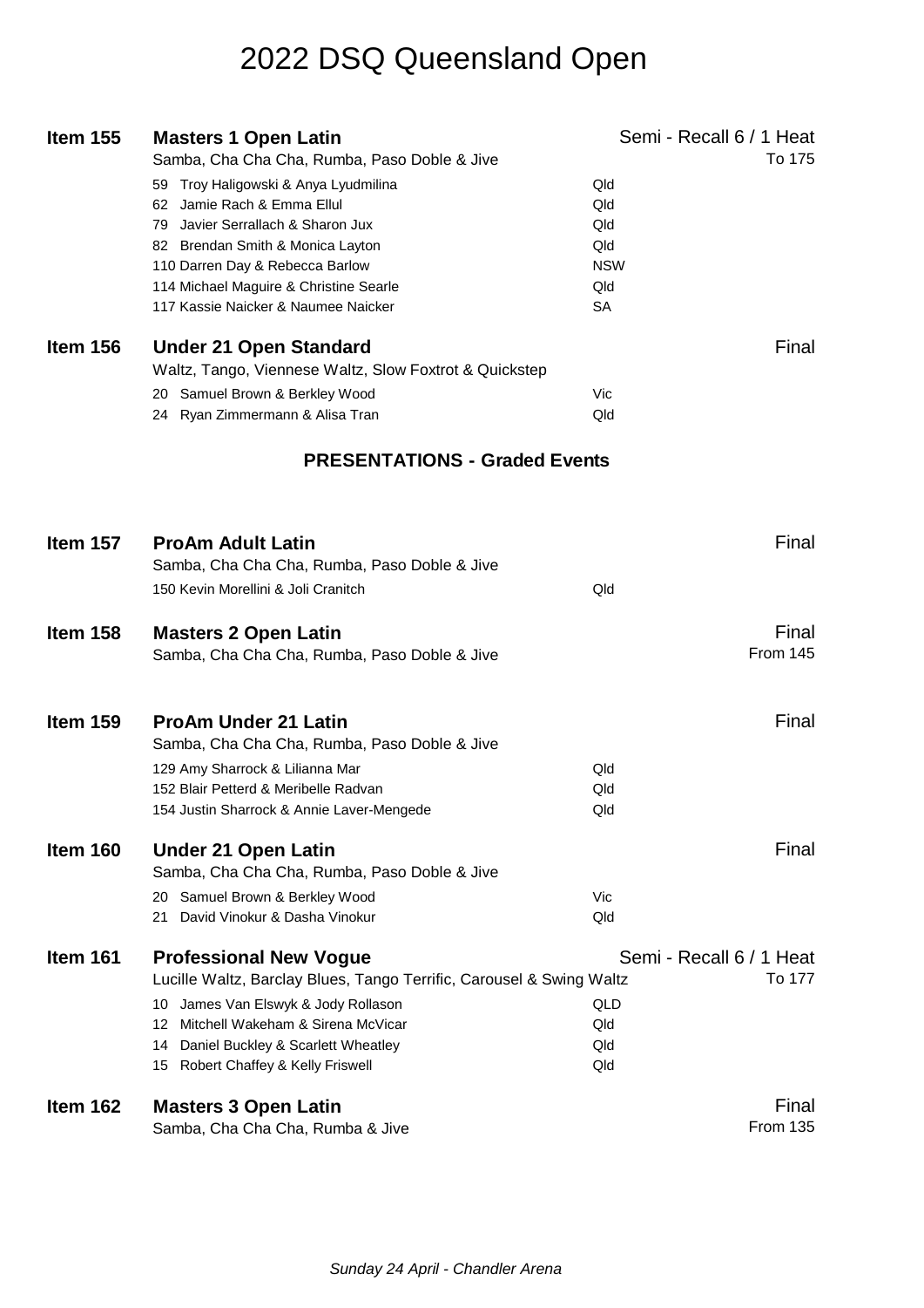# 2022 DSQ Queensland Open

**Item 155** — **Masters 1 Open Latin** — Semi - Recall 6 / 1 Heat — To 175

Samba, Cha Cha Cha, Rumba, Paso Doble & Jive

| No. | Couple | State |
|---|---|---|
| 59 | Troy Haligowski & Anya Lyudmilina | Qld |
| 62 | Jamie Rach & Emma Ellul | Qld |
| 79 | Javier Serrallach & Sharon Jux | Qld |
| 82 | Brendan Smith & Monica Layton | Qld |
| 110 | Darren Day & Rebecca Barlow | NSW |
| 114 | Michael Maguire & Christine Searle | Qld |
| 117 | Kassie Naicker & Naumee Naicker | SA |

**Item 156** — **Under 21 Open Standard** — Final

Waltz, Tango, Viennese Waltz, Slow Foxtrot & Quickstep

| No. | Couple | State |
|---|---|---|
| 20 | Samuel Brown & Berkley Wood | Vic |
| 24 | Ryan Zimmermann & Alisa Tran | Qld |

**PRESENTATIONS - Graded Events**

**Item 157** — **ProAm Adult Latin** — Final

Samba, Cha Cha Cha, Rumba, Paso Doble & Jive

| No. | Couple | State |
|---|---|---|
| 150 | Kevin Morellini & Joli Cranitch | Qld |

**Item 158** — **Masters 2 Open Latin** — Final — From 145

Samba, Cha Cha Cha, Rumba, Paso Doble & Jive

**Item 159** — **ProAm Under 21 Latin** — Final

Samba, Cha Cha Cha, Rumba, Paso Doble & Jive

| No. | Couple | State |
|---|---|---|
| 129 | Amy Sharrock & Lilianna Mar | Qld |
| 152 | Blair Petterd & Meribelle Radvan | Qld |
| 154 | Justin Sharrock & Annie Laver-Mengede | Qld |

**Item 160** — **Under 21 Open Latin** — Final

Samba, Cha Cha Cha, Rumba, Paso Doble & Jive

| No. | Couple | State |
|---|---|---|
| 20 | Samuel Brown & Berkley Wood | Vic |
| 21 | David Vinokur & Dasha Vinokur | Qld |

**Item 161** — **Professional New Vogue** — Semi - Recall 6 / 1 Heat — To 177

Lucille Waltz, Barclay Blues, Tango Terrific, Carousel & Swing Waltz

| No. | Couple | State |
|---|---|---|
| 10 | James Van Elswyk & Jody Rollason | QLD |
| 12 | Mitchell Wakeham & Sirena McVicar | Qld |
| 14 | Daniel Buckley & Scarlett Wheatley | Qld |
| 15 | Robert Chaffey & Kelly Friswell | Qld |

**Item 162** — **Masters 3 Open Latin** — Final — From 135

Samba, Cha Cha Cha, Rumba & Jive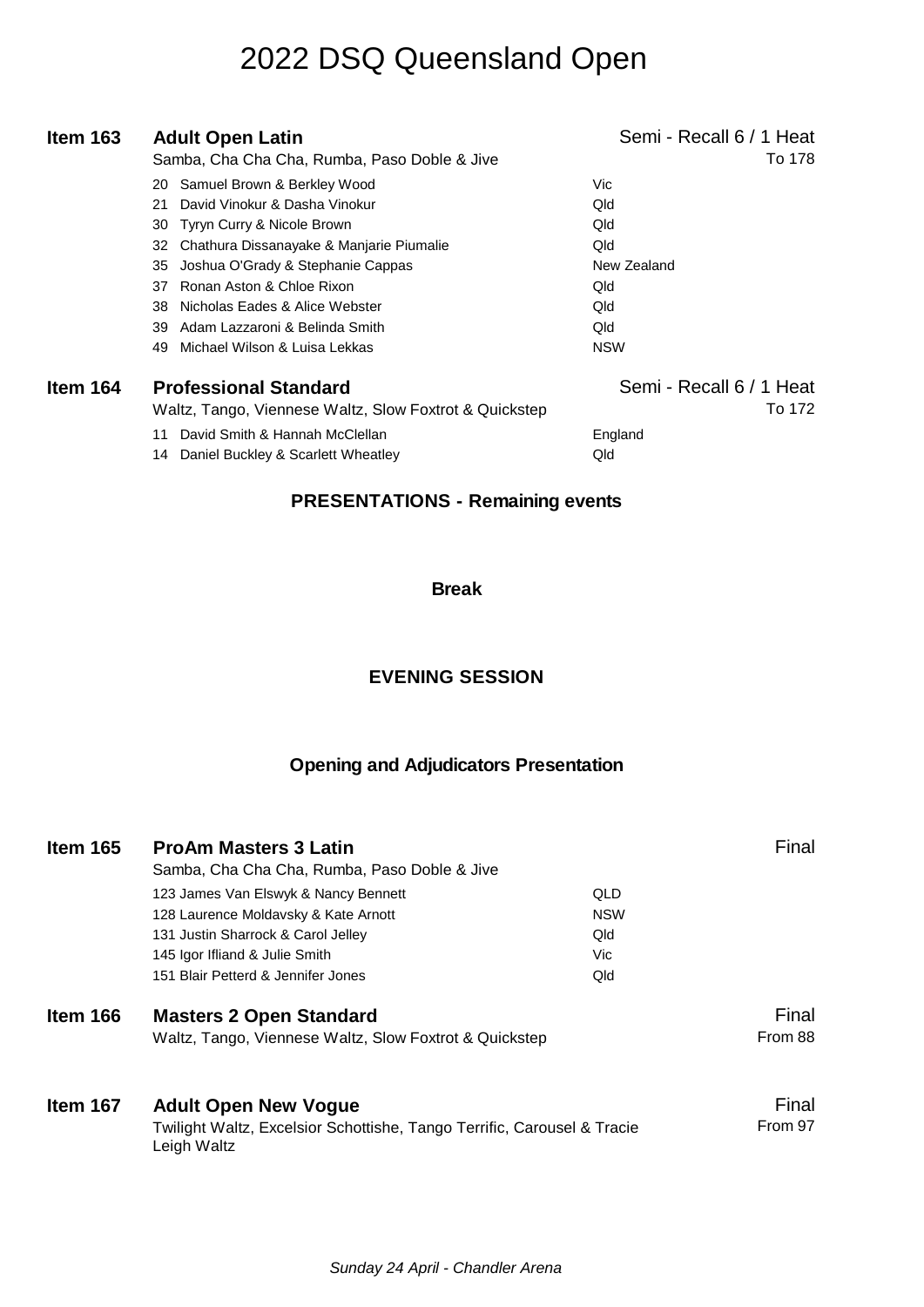# 2022 DSQ Queensland Open

## Item 163 — Adult Open Latin

Semi - Recall 6 / 1 Heat — To 178

Samba, Cha Cha Cha, Rumba, Paso Doble & Jive

| No. | Couple | State |
|---|---|---|
| 20 | Samuel Brown & Berkley Wood | Vic |
| 21 | David Vinokur & Dasha Vinokur | Qld |
| 30 | Tyryn Curry & Nicole Brown | Qld |
| 32 | Chathura Dissanayake & Manjarie Piumalie | Qld |
| 35 | Joshua O'Grady & Stephanie Cappas | New Zealand |
| 37 | Ronan Aston & Chloe Rixon | Qld |
| 38 | Nicholas Eades & Alice Webster | Qld |
| 39 | Adam Lazzaroni & Belinda Smith | Qld |
| 49 | Michael Wilson & Luisa Lekkas | NSW |

## Item 164 — Professional Standard

Semi - Recall 6 / 1 Heat — To 172

Waltz, Tango, Viennese Waltz, Slow Foxtrot & Quickstep

| No. | Couple | State |
|---|---|---|
| 11 | David Smith & Hannah McClellan | England |
| 14 | Daniel Buckley & Scarlett Wheatley | Qld |

**PRESENTATIONS - Remaining events**

**Break**

**EVENING SESSION**

**Opening and Adjudicators Presentation**

## Item 165 — ProAm Masters 3 Latin

Final

Samba, Cha Cha Cha, Rumba, Paso Doble & Jive

| No. | Couple | State |
|---|---|---|
| 123 | James Van Elswyk & Nancy Bennett | QLD |
| 128 | Laurence Moldavsky & Kate Arnott | NSW |
| 131 | Justin Sharrock & Carol Jelley | Qld |
| 145 | Igor Ifliand & Julie Smith | Vic |
| 151 | Blair Petterd & Jennifer Jones | Qld |

## Item 166 — Masters 2 Open Standard

Final — From 88

Waltz, Tango, Viennese Waltz, Slow Foxtrot & Quickstep

## Item 167 — Adult Open New Vogue

Final — From 97

Twilight Waltz, Excelsior Schottishe, Tango Terrific, Carousel & Tracie Leigh Waltz

*Sunday 24 April - Chandler Arena*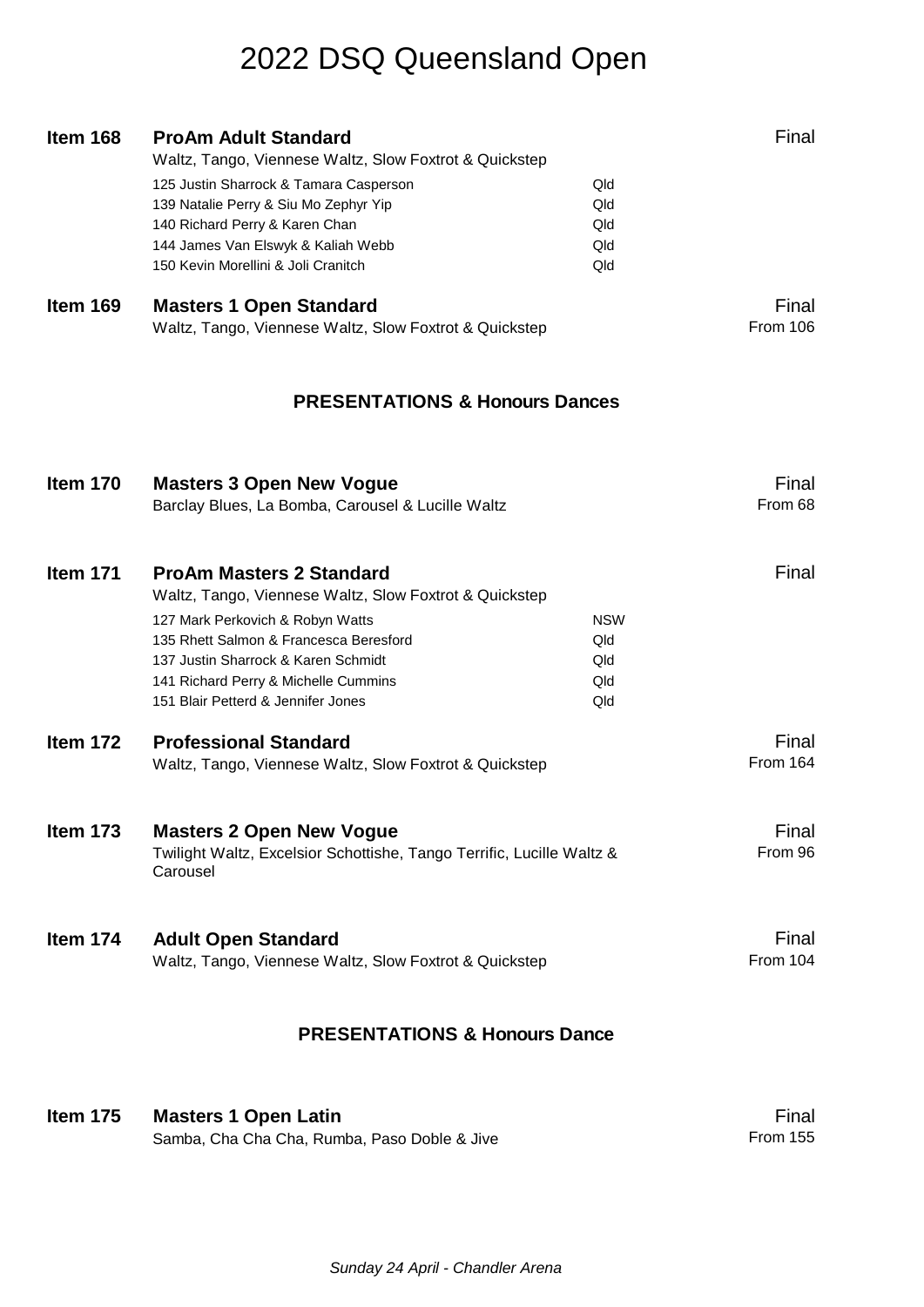# 2022 DSQ Queensland Open

## Item 168 — ProAm Adult Standard — Final

Waltz, Tango, Viennese Waltz, Slow Foxtrot & Quickstep

| Competitor | State |
|---|---|
| 125 Justin Sharrock & Tamara Casperson | Qld |
| 139 Natalie Perry & Siu Mo Zephyr Yip | Qld |
| 140 Richard Perry & Karen Chan | Qld |
| 144 James Van Elswyk & Kaliah Webb | Qld |
| 150 Kevin Morellini & Joli Cranitch | Qld |

## Item 169 — Masters 1 Open Standard — Final

Waltz, Tango, Viennese Waltz, Slow Foxtrot & Quickstep

From 106

### PRESENTATIONS & Honours Dances

## Item 170 — Masters 3 Open New Vogue — Final

Barclay Blues, La Bomba, Carousel & Lucille Waltz

From 68

## Item 171 — ProAm Masters 2 Standard — Final

Waltz, Tango, Viennese Waltz, Slow Foxtrot & Quickstep

| Competitor | State |
|---|---|
| 127 Mark Perkovich & Robyn Watts | NSW |
| 135 Rhett Salmon & Francesca Beresford | Qld |
| 137 Justin Sharrock & Karen Schmidt | Qld |
| 141 Richard Perry & Michelle Cummins | Qld |
| 151 Blair Petterd & Jennifer Jones | Qld |

## Item 172 — Professional Standard — Final

Waltz, Tango, Viennese Waltz, Slow Foxtrot & Quickstep

From 164

## Item 173 — Masters 2 Open New Vogue — Final

Twilight Waltz, Excelsior Schottishe, Tango Terrific, Lucille Waltz & Carousel

From 96

## Item 174 — Adult Open Standard — Final

Waltz, Tango, Viennese Waltz, Slow Foxtrot & Quickstep

From 104

### PRESENTATIONS & Honours Dance

## Item 175 — Masters 1 Open Latin — Final

Samba, Cha Cha Cha, Rumba, Paso Doble & Jive

From 155

*Sunday 24 April - Chandler Arena*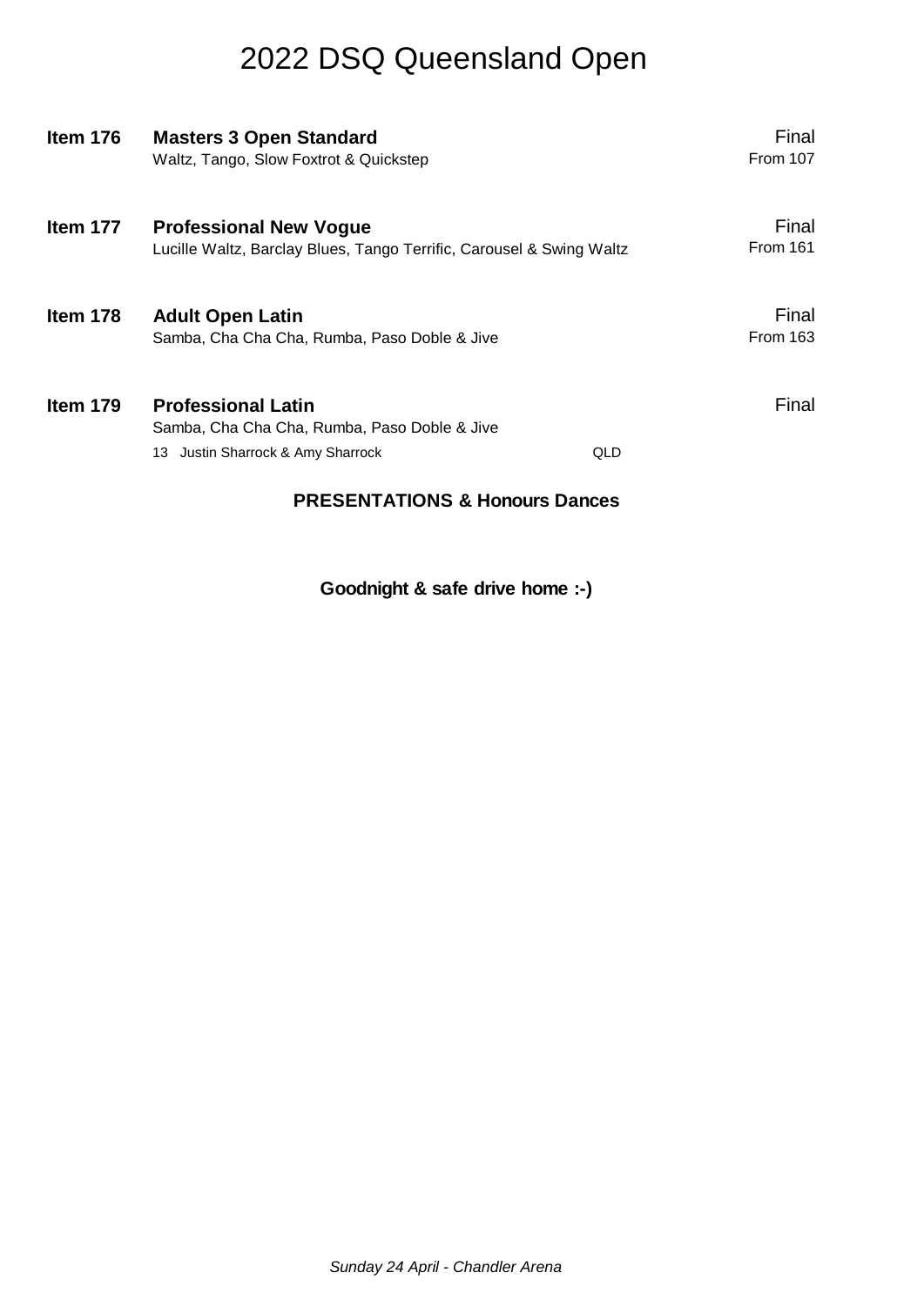# 2022 DSQ Queensland Open

**Item 176** **Masters 3 Open Standard** — Final
Waltz, Tango, Slow Foxtrot & Quickstep — From 107

**Item 177** **Professional New Vogue** — Final
Lucille Waltz, Barclay Blues, Tango Terrific, Carousel & Swing Waltz — From 161

**Item 178** **Adult Open Latin** — Final
Samba, Cha Cha Cha, Rumba, Paso Doble & Jive — From 163

**Item 179** **Professional Latin** — Final
Samba, Cha Cha Cha, Rumba, Paso Doble & Jive

13 Justin Sharrock & Amy Sharrock QLD

**PRESENTATIONS & Honours Dances**

**Goodnight & safe drive home :-)**

*Sunday 24 April - Chandler Arena*